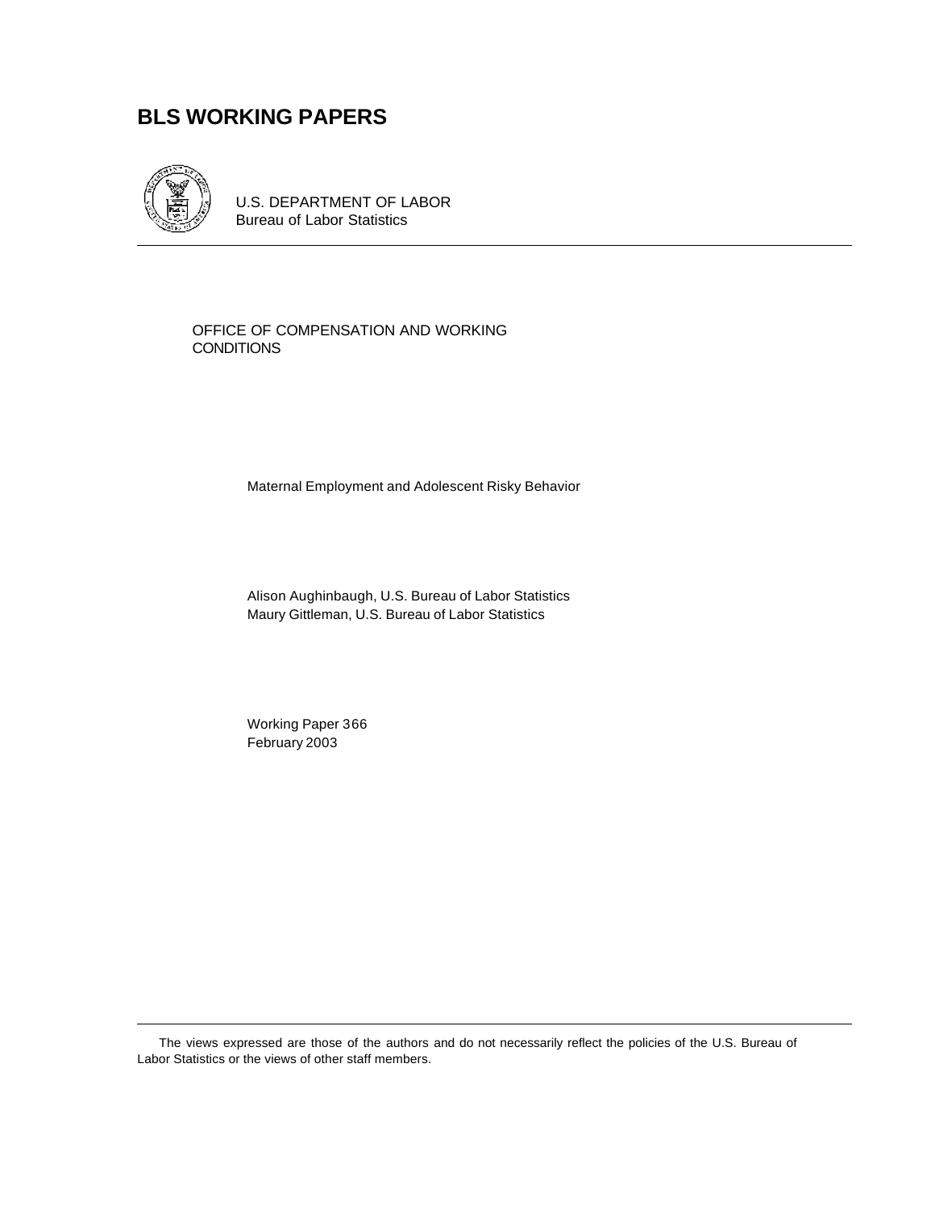# BLS WORKING PAPERS

U.S. DEPARTMENT OF LABOR
Bureau of Labor Statistics

OFFICE OF COMPENSATION AND WORKING CONDITIONS

Maternal Employment and Adolescent Risky Behavior

Alison Aughinbaugh, U.S. Bureau of Labor Statistics
Maury Gittleman, U.S. Bureau of Labor Statistics

Working Paper 366
February 2003

The views expressed are those of the authors and do not necessarily reflect the policies of the U.S. Bureau of Labor Statistics or the views of other staff members.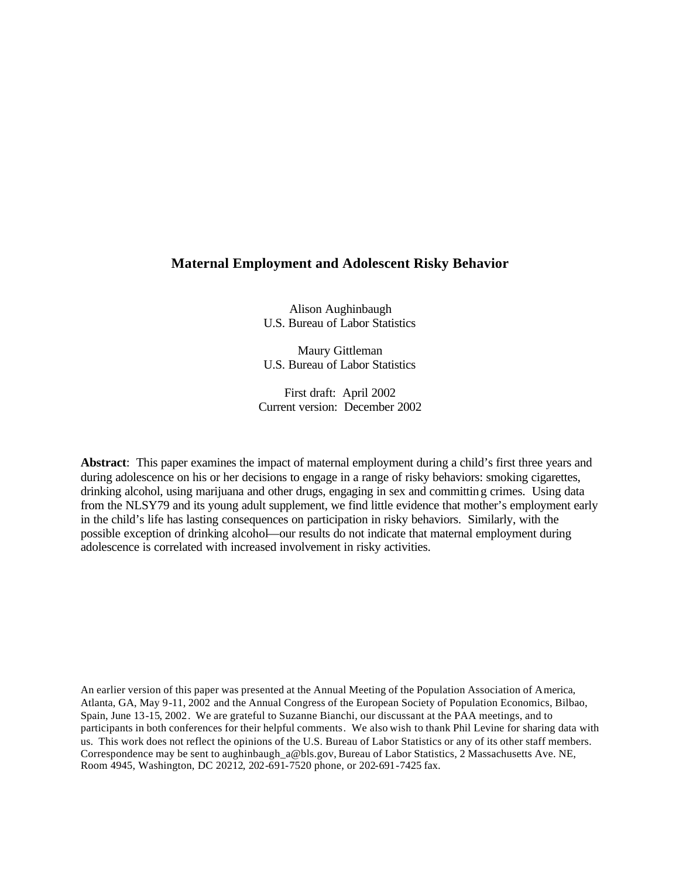# Maternal Employment and Adolescent Risky Behavior

Alison Aughinbaugh
U.S. Bureau of Labor Statistics

Maury Gittleman
U.S. Bureau of Labor Statistics

First draft: April 2002
Current version: December 2002

**Abstract**: This paper examines the impact of maternal employment during a child's first three years and during adolescence on his or her decisions to engage in a range of risky behaviors: smoking cigarettes, drinking alcohol, using marijuana and other drugs, engaging in sex and committing crimes. Using data from the NLSY79 and its young adult supplement, we find little evidence that mother's employment early in the child's life has lasting consequences on participation in risky behaviors. Similarly, with the possible exception of drinking alcohol—our results do not indicate that maternal employment during adolescence is correlated with increased involvement in risky activities.

An earlier version of this paper was presented at the Annual Meeting of the Population Association of America, Atlanta, GA, May 9-11, 2002 and the Annual Congress of the European Society of Population Economics, Bilbao, Spain, June 13-15, 2002. We are grateful to Suzanne Bianchi, our discussant at the PAA meetings, and to participants in both conferences for their helpful comments. We also wish to thank Phil Levine for sharing data with us. This work does not reflect the opinions of the U.S. Bureau of Labor Statistics or any of its other staff members. Correspondence may be sent to aughinbaugh_a@bls.gov, Bureau of Labor Statistics, 2 Massachusetts Ave. NE, Room 4945, Washington, DC 20212, 202-691-7520 phone, or 202-691-7425 fax.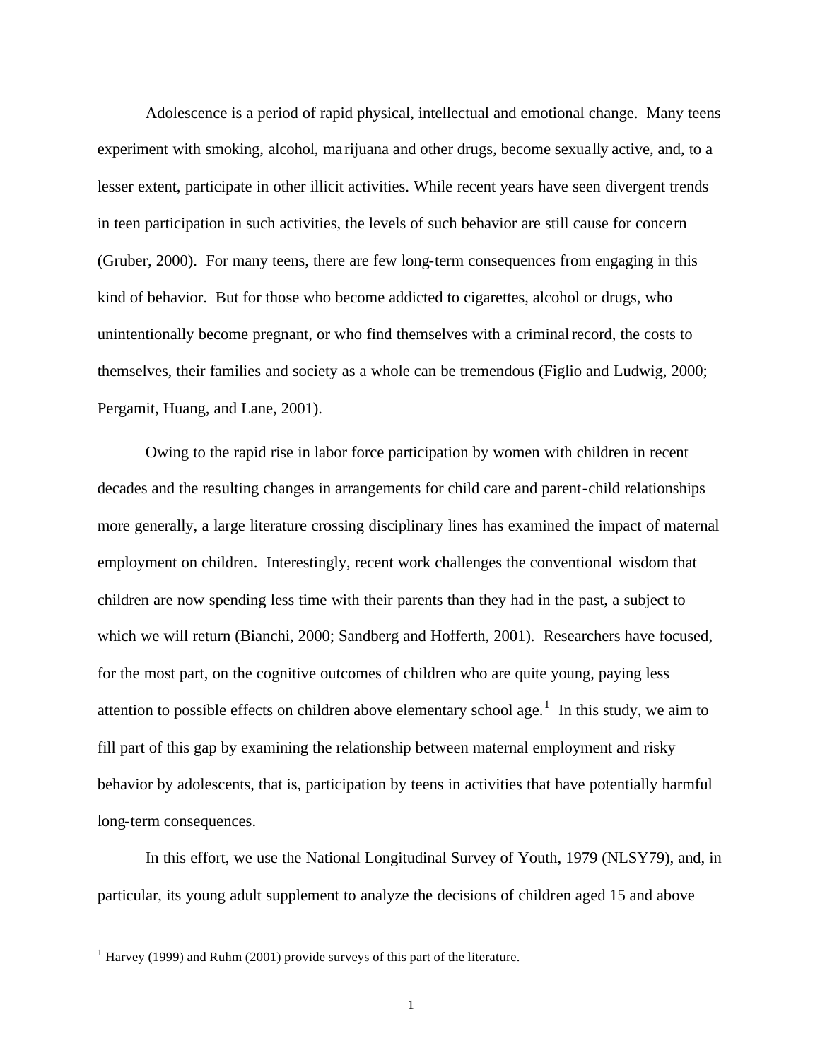Adolescence is a period of rapid physical, intellectual and emotional change. Many teens experiment with smoking, alcohol, marijuana and other drugs, become sexually active, and, to a lesser extent, participate in other illicit activities. While recent years have seen divergent trends in teen participation in such activities, the levels of such behavior are still cause for concern (Gruber, 2000). For many teens, there are few long-term consequences from engaging in this kind of behavior. But for those who become addicted to cigarettes, alcohol or drugs, who unintentionally become pregnant, or who find themselves with a criminal record, the costs to themselves, their families and society as a whole can be tremendous (Figlio and Ludwig, 2000; Pergamit, Huang, and Lane, 2001).

Owing to the rapid rise in labor force participation by women with children in recent decades and the resulting changes in arrangements for child care and parent-child relationships more generally, a large literature crossing disciplinary lines has examined the impact of maternal employment on children. Interestingly, recent work challenges the conventional wisdom that children are now spending less time with their parents than they had in the past, a subject to which we will return (Bianchi, 2000; Sandberg and Hofferth, 2001). Researchers have focused, for the most part, on the cognitive outcomes of children who are quite young, paying less attention to possible effects on children above elementary school age.[1] In this study, we aim to fill part of this gap by examining the relationship between maternal employment and risky behavior by adolescents, that is, participation by teens in activities that have potentially harmful long-term consequences.

In this effort, we use the National Longitudinal Survey of Youth, 1979 (NLSY79), and, in particular, its young adult supplement to analyze the decisions of children aged 15 and above

[1] Harvey (1999) and Ruhm (2001) provide surveys of this part of the literature.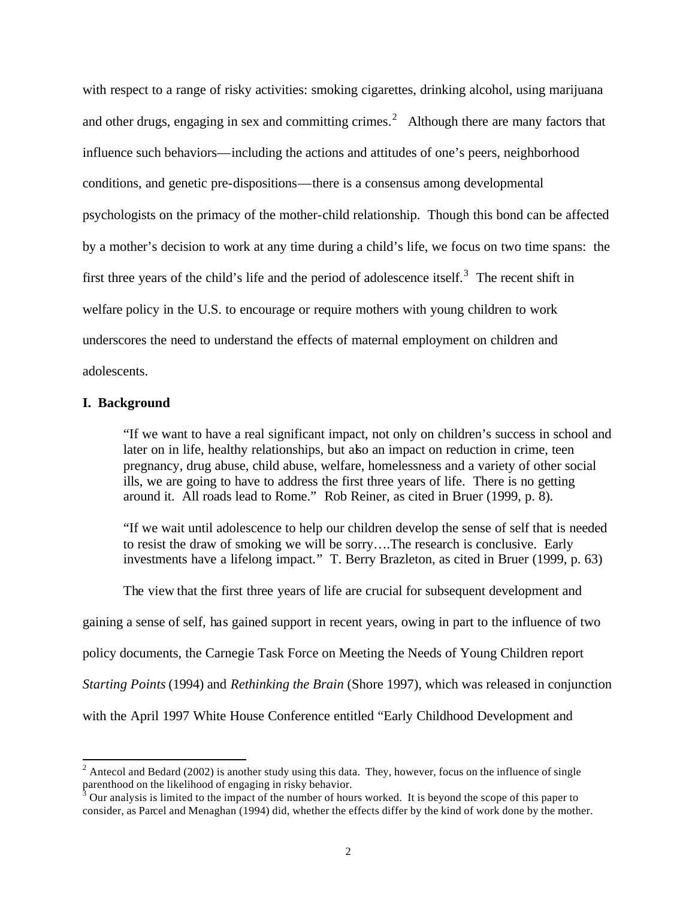with respect to a range of risky activities: smoking cigarettes, drinking alcohol, using marijuana and other drugs, engaging in sex and committing crimes.[2] Although there are many factors that influence such behaviors—including the actions and attitudes of one's peers, neighborhood conditions, and genetic pre-dispositions—there is a consensus among developmental psychologists on the primacy of the mother-child relationship. Though this bond can be affected by a mother's decision to work at any time during a child's life, we focus on two time spans: the first three years of the child's life and the period of adolescence itself.[3] The recent shift in welfare policy in the U.S. to encourage or require mothers with young children to work underscores the need to understand the effects of maternal employment on children and adolescents.

## I. Background

> "If we want to have a real significant impact, not only on children's success in school and later on in life, healthy relationships, but also an impact on reduction in crime, teen pregnancy, drug abuse, child abuse, welfare, homelessness and a variety of other social ills, we are going to have to address the first three years of life. There is no getting around it. All roads lead to Rome." Rob Reiner, as cited in Bruer (1999, p. 8).

> "If we wait until adolescence to help our children develop the sense of self that is needed to resist the draw of smoking we will be sorry….The research is conclusive. Early investments have a lifelong impact." T. Berry Brazleton, as cited in Bruer (1999, p. 63)

The view that the first three years of life are crucial for subsequent development and gaining a sense of self, has gained support in recent years, owing in part to the influence of two policy documents, the Carnegie Task Force on Meeting the Needs of Young Children report *Starting Points* (1994) and *Rethinking the Brain* (Shore 1997), which was released in conjunction with the April 1997 White House Conference entitled "Early Childhood Development and

---

[2] Antecol and Bedard (2002) is another study using this data. They, however, focus on the influence of single parenthood on the likelihood of engaging in risky behavior.

[3] Our analysis is limited to the impact of the number of hours worked. It is beyond the scope of this paper to consider, as Parcel and Menaghan (1994) did, whether the effects differ by the kind of work done by the mother.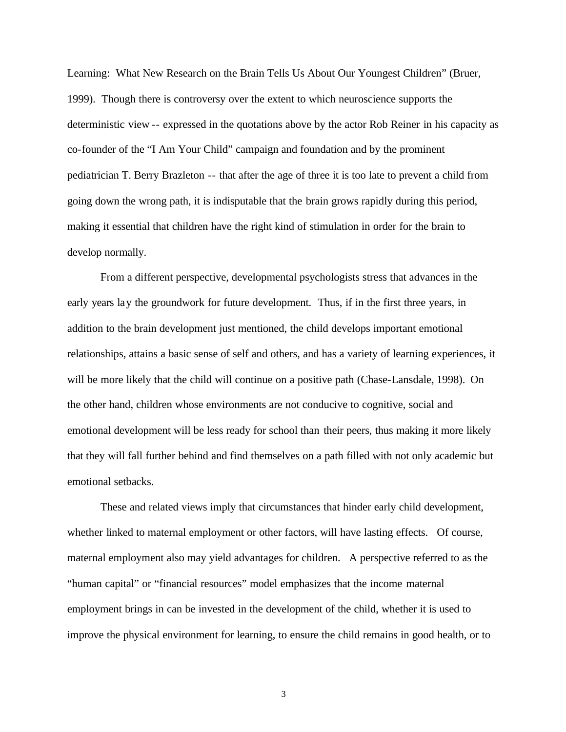Learning: What New Research on the Brain Tells Us About Our Youngest Children" (Bruer, 1999). Though there is controversy over the extent to which neuroscience supports the deterministic view -- expressed in the quotations above by the actor Rob Reiner in his capacity as co-founder of the "I Am Your Child" campaign and foundation and by the prominent pediatrician T. Berry Brazleton -- that after the age of three it is too late to prevent a child from going down the wrong path, it is indisputable that the brain grows rapidly during this period, making it essential that children have the right kind of stimulation in order for the brain to develop normally.

From a different perspective, developmental psychologists stress that advances in the early years lay the groundwork for future development. Thus, if in the first three years, in addition to the brain development just mentioned, the child develops important emotional relationships, attains a basic sense of self and others, and has a variety of learning experiences, it will be more likely that the child will continue on a positive path (Chase-Lansdale, 1998). On the other hand, children whose environments are not conducive to cognitive, social and emotional development will be less ready for school than their peers, thus making it more likely that they will fall further behind and find themselves on a path filled with not only academic but emotional setbacks.

These and related views imply that circumstances that hinder early child development, whether linked to maternal employment or other factors, will have lasting effects. Of course, maternal employment also may yield advantages for children. A perspective referred to as the "human capital" or "financial resources" model emphasizes that the income maternal employment brings in can be invested in the development of the child, whether it is used to improve the physical environment for learning, to ensure the child remains in good health, or to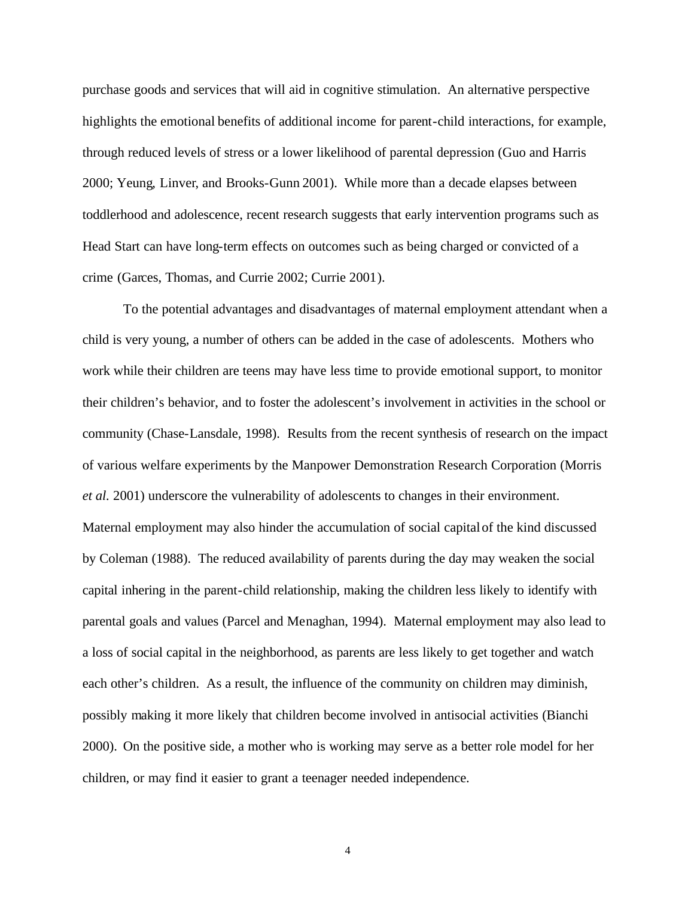purchase goods and services that will aid in cognitive stimulation. An alternative perspective highlights the emotional benefits of additional income for parent-child interactions, for example, through reduced levels of stress or a lower likelihood of parental depression (Guo and Harris 2000; Yeung, Linver, and Brooks-Gunn 2001). While more than a decade elapses between toddlerhood and adolescence, recent research suggests that early intervention programs such as Head Start can have long-term effects on outcomes such as being charged or convicted of a crime (Garces, Thomas, and Currie 2002; Currie 2001).

To the potential advantages and disadvantages of maternal employment attendant when a child is very young, a number of others can be added in the case of adolescents. Mothers who work while their children are teens may have less time to provide emotional support, to monitor their children's behavior, and to foster the adolescent's involvement in activities in the school or community (Chase-Lansdale, 1998). Results from the recent synthesis of research on the impact of various welfare experiments by the Manpower Demonstration Research Corporation (Morris *et al.* 2001) underscore the vulnerability of adolescents to changes in their environment. Maternal employment may also hinder the accumulation of social capital of the kind discussed by Coleman (1988). The reduced availability of parents during the day may weaken the social capital inhering in the parent-child relationship, making the children less likely to identify with parental goals and values (Parcel and Menaghan, 1994). Maternal employment may also lead to a loss of social capital in the neighborhood, as parents are less likely to get together and watch each other's children. As a result, the influence of the community on children may diminish, possibly making it more likely that children become involved in antisocial activities (Bianchi 2000). On the positive side, a mother who is working may serve as a better role model for her children, or may find it easier to grant a teenager needed independence.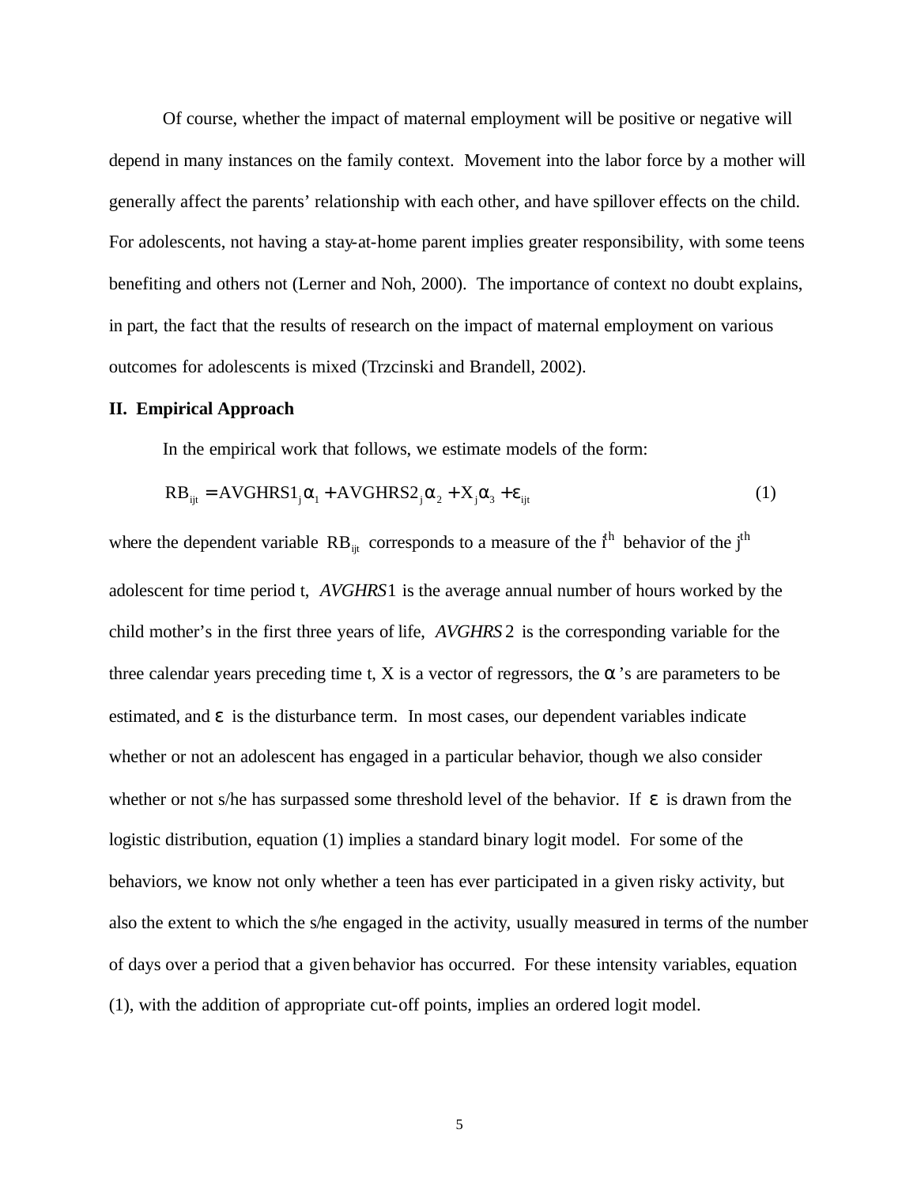Of course, whether the impact of maternal employment will be positive or negative will depend in many instances on the family context. Movement into the labor force by a mother will generally affect the parents' relationship with each other, and have spillover effects on the child. For adolescents, not having a stay-at-home parent implies greater responsibility, with some teens benefiting and others not (Lerner and Noh, 2000). The importance of context no doubt explains, in part, the fact that the results of research on the impact of maternal employment on various outcomes for adolescents is mixed (Trzcinski and Brandell, 2002).

## II. Empirical Approach

In the empirical work that follows, we estimate models of the form:

$$RB_{ijt} = AVGHRS1_j\alpha_1 + AVGHRS2_j\alpha_2 + X_j\alpha_3 + \varepsilon_{ijt} \qquad (1)$$

where the dependent variable $RB_{ijt}$ corresponds to a measure of the $i^{th}$ behavior of the $j^{th}$ adolescent for time period t, $AVGHRS1$ is the average annual number of hours worked by the child mother's in the first three years of life, $AVGHRS2$ is the corresponding variable for the three calendar years preceding time t, X is a vector of regressors, the $\alpha$'s are parameters to be estimated, and $\varepsilon$ is the disturbance term. In most cases, our dependent variables indicate whether or not an adolescent has engaged in a particular behavior, though we also consider whether or not s/he has surpassed some threshold level of the behavior. If $\varepsilon$ is drawn from the logistic distribution, equation (1) implies a standard binary logit model. For some of the behaviors, we know not only whether a teen has ever participated in a given risky activity, but also the extent to which the s/he engaged in the activity, usually measured in terms of the number of days over a period that a given behavior has occurred. For these intensity variables, equation (1), with the addition of appropriate cut-off points, implies an ordered logit model.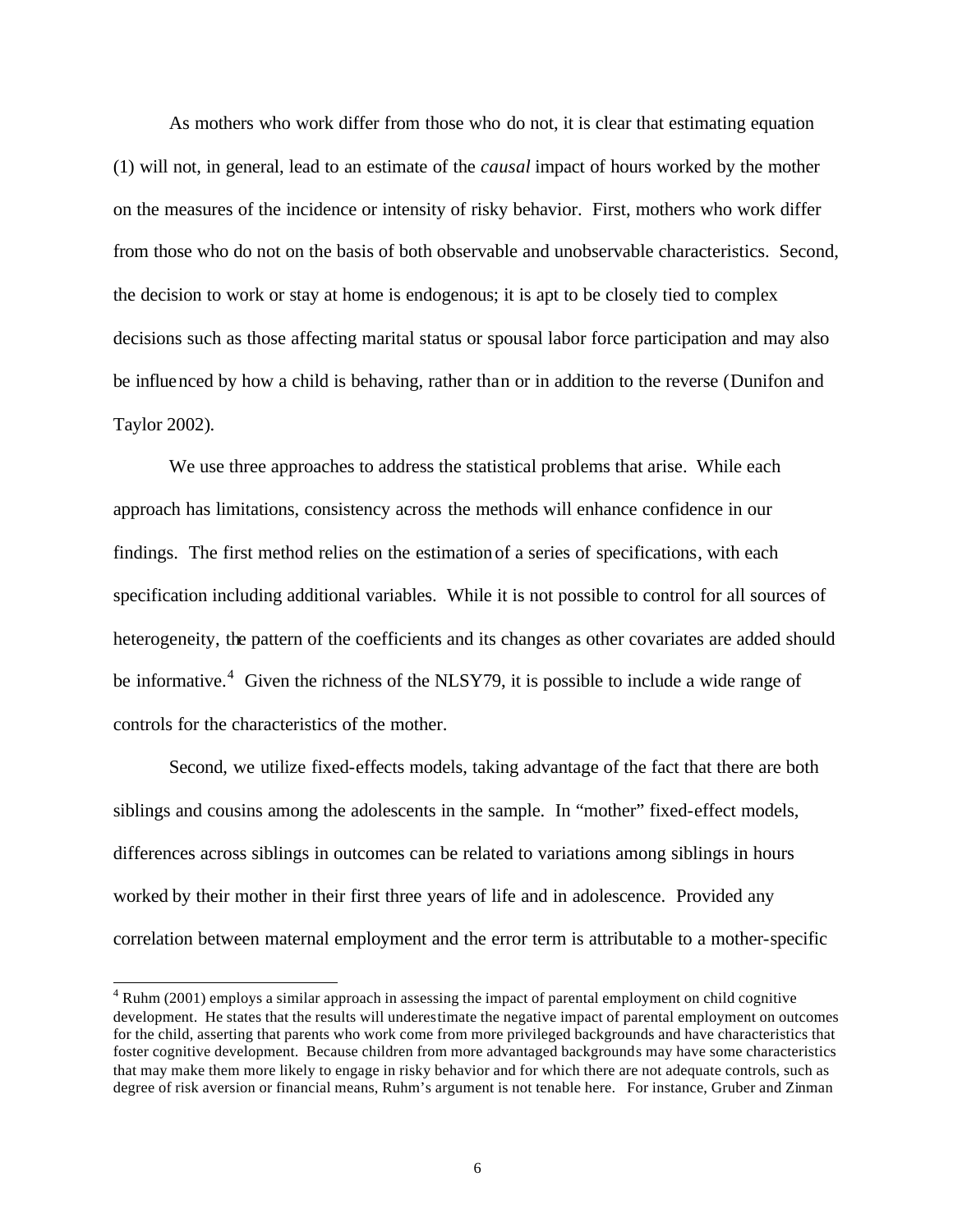As mothers who work differ from those who do not, it is clear that estimating equation (1) will not, in general, lead to an estimate of the *causal* impact of hours worked by the mother on the measures of the incidence or intensity of risky behavior. First, mothers who work differ from those who do not on the basis of both observable and unobservable characteristics. Second, the decision to work or stay at home is endogenous; it is apt to be closely tied to complex decisions such as those affecting marital status or spousal labor force participation and may also be influenced by how a child is behaving, rather than or in addition to the reverse (Dunifon and Taylor 2002).

We use three approaches to address the statistical problems that arise. While each approach has limitations, consistency across the methods will enhance confidence in our findings. The first method relies on the estimation of a series of specifications, with each specification including additional variables. While it is not possible to control for all sources of heterogeneity, the pattern of the coefficients and its changes as other covariates are added should be informative.[4] Given the richness of the NLSY79, it is possible to include a wide range of controls for the characteristics of the mother.

Second, we utilize fixed-effects models, taking advantage of the fact that there are both siblings and cousins among the adolescents in the sample. In "mother" fixed-effect models, differences across siblings in outcomes can be related to variations among siblings in hours worked by their mother in their first three years of life and in adolescence. Provided any correlation between maternal employment and the error term is attributable to a mother-specific

[4] Ruhm (2001) employs a similar approach in assessing the impact of parental employment on child cognitive development. He states that the results will underestimate the negative impact of parental employment on outcomes for the child, asserting that parents who work come from more privileged backgrounds and have characteristics that foster cognitive development. Because children from more advantaged backgrounds may have some characteristics that may make them more likely to engage in risky behavior and for which there are not adequate controls, such as degree of risk aversion or financial means, Ruhm's argument is not tenable here. For instance, Gruber and Zinman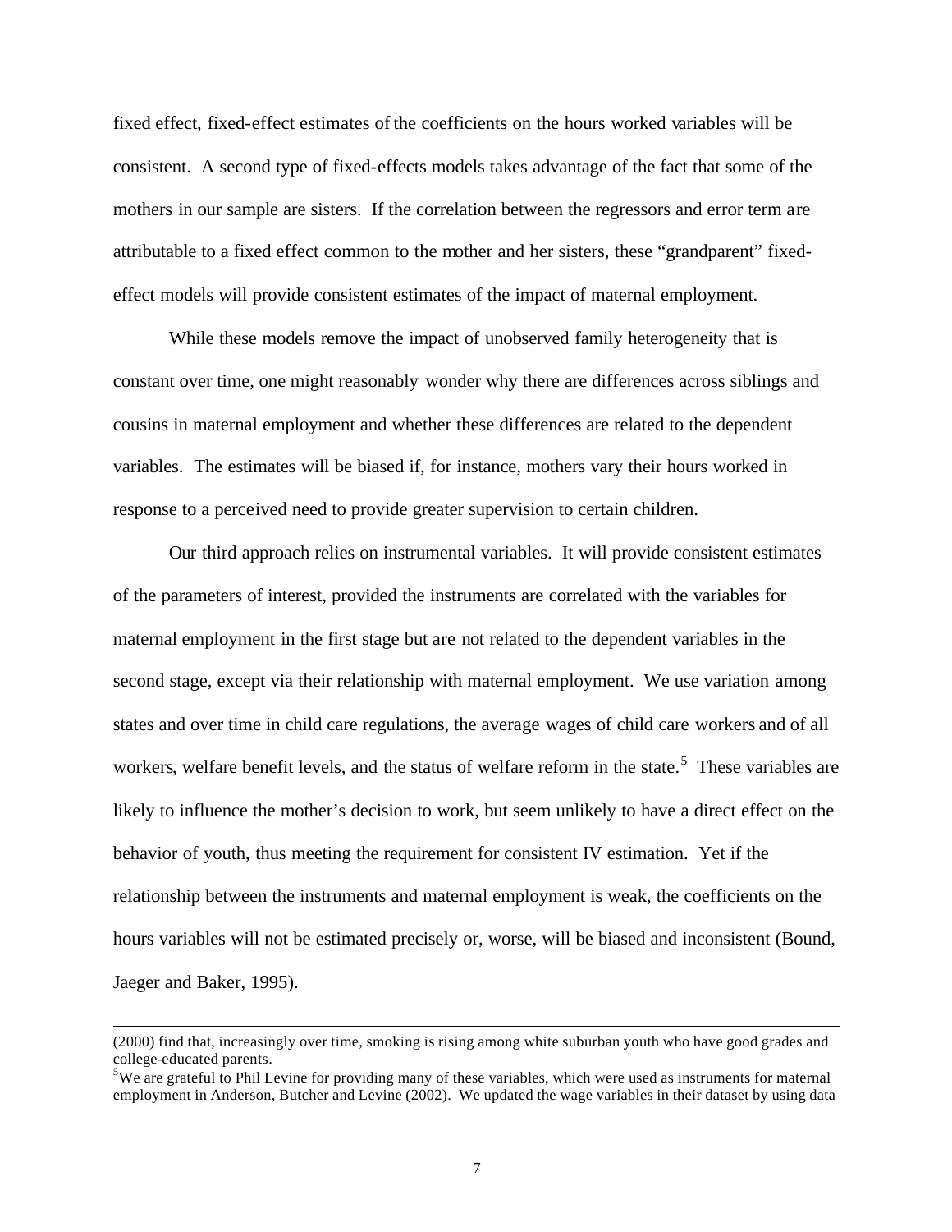fixed effect, fixed-effect estimates of the coefficients on the hours worked variables will be consistent. A second type of fixed-effects models takes advantage of the fact that some of the mothers in our sample are sisters. If the correlation between the regressors and error term are attributable to a fixed effect common to the mother and her sisters, these "grandparent" fixed-effect models will provide consistent estimates of the impact of maternal employment.

While these models remove the impact of unobserved family heterogeneity that is constant over time, one might reasonably wonder why there are differences across siblings and cousins in maternal employment and whether these differences are related to the dependent variables. The estimates will be biased if, for instance, mothers vary their hours worked in response to a perceived need to provide greater supervision to certain children.

Our third approach relies on instrumental variables. It will provide consistent estimates of the parameters of interest, provided the instruments are correlated with the variables for maternal employment in the first stage but are not related to the dependent variables in the second stage, except via their relationship with maternal employment. We use variation among states and over time in child care regulations, the average wages of child care workers and of all workers, welfare benefit levels, and the status of welfare reform in the state.[5] These variables are likely to influence the mother's decision to work, but seem unlikely to have a direct effect on the behavior of youth, thus meeting the requirement for consistent IV estimation. Yet if the relationship between the instruments and maternal employment is weak, the coefficients on the hours variables will not be estimated precisely or, worse, will be biased and inconsistent (Bound, Jaeger and Baker, 1995).

---

(2000) find that, increasingly over time, smoking is rising among white suburban youth who have good grades and college-educated parents.

[5]We are grateful to Phil Levine for providing many of these variables, which were used as instruments for maternal employment in Anderson, Butcher and Levine (2002). We updated the wage variables in their dataset by using data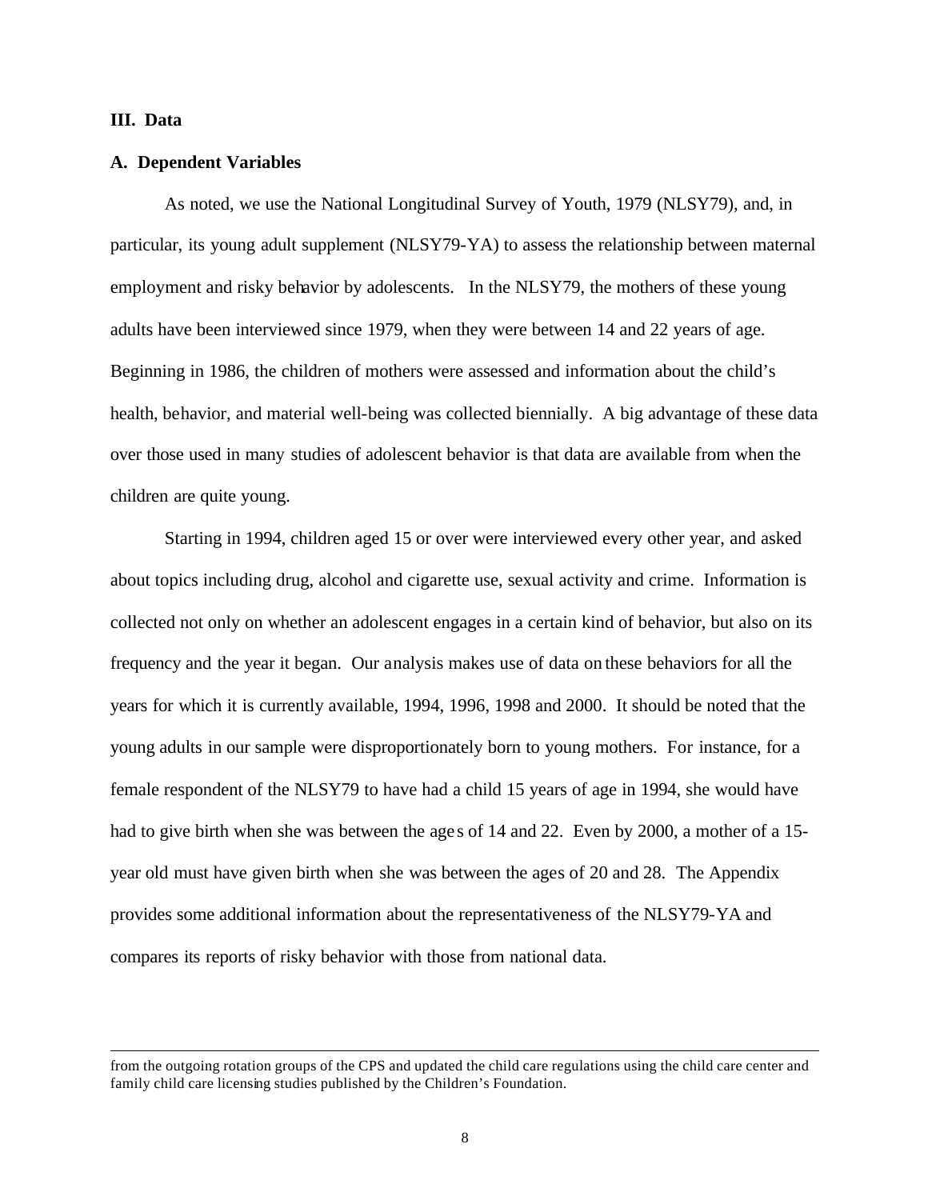## III. Data

### A. Dependent Variables

As noted, we use the National Longitudinal Survey of Youth, 1979 (NLSY79), and, in particular, its young adult supplement (NLSY79-YA) to assess the relationship between maternal employment and risky behavior by adolescents. In the NLSY79, the mothers of these young adults have been interviewed since 1979, when they were between 14 and 22 years of age. Beginning in 1986, the children of mothers were assessed and information about the child's health, behavior, and material well-being was collected biennially. A big advantage of these data over those used in many studies of adolescent behavior is that data are available from when the children are quite young.

Starting in 1994, children aged 15 or over were interviewed every other year, and asked about topics including drug, alcohol and cigarette use, sexual activity and crime. Information is collected not only on whether an adolescent engages in a certain kind of behavior, but also on its frequency and the year it began. Our analysis makes use of data on these behaviors for all the years for which it is currently available, 1994, 1996, 1998 and 2000. It should be noted that the young adults in our sample were disproportionately born to young mothers. For instance, for a female respondent of the NLSY79 to have had a child 15 years of age in 1994, she would have had to give birth when she was between the ages of 14 and 22. Even by 2000, a mother of a 15-year old must have given birth when she was between the ages of 20 and 28. The Appendix provides some additional information about the representativeness of the NLSY79-YA and compares its reports of risky behavior with those from national data.

---

from the outgoing rotation groups of the CPS and updated the child care regulations using the child care center and family child care licensing studies published by the Children's Foundation.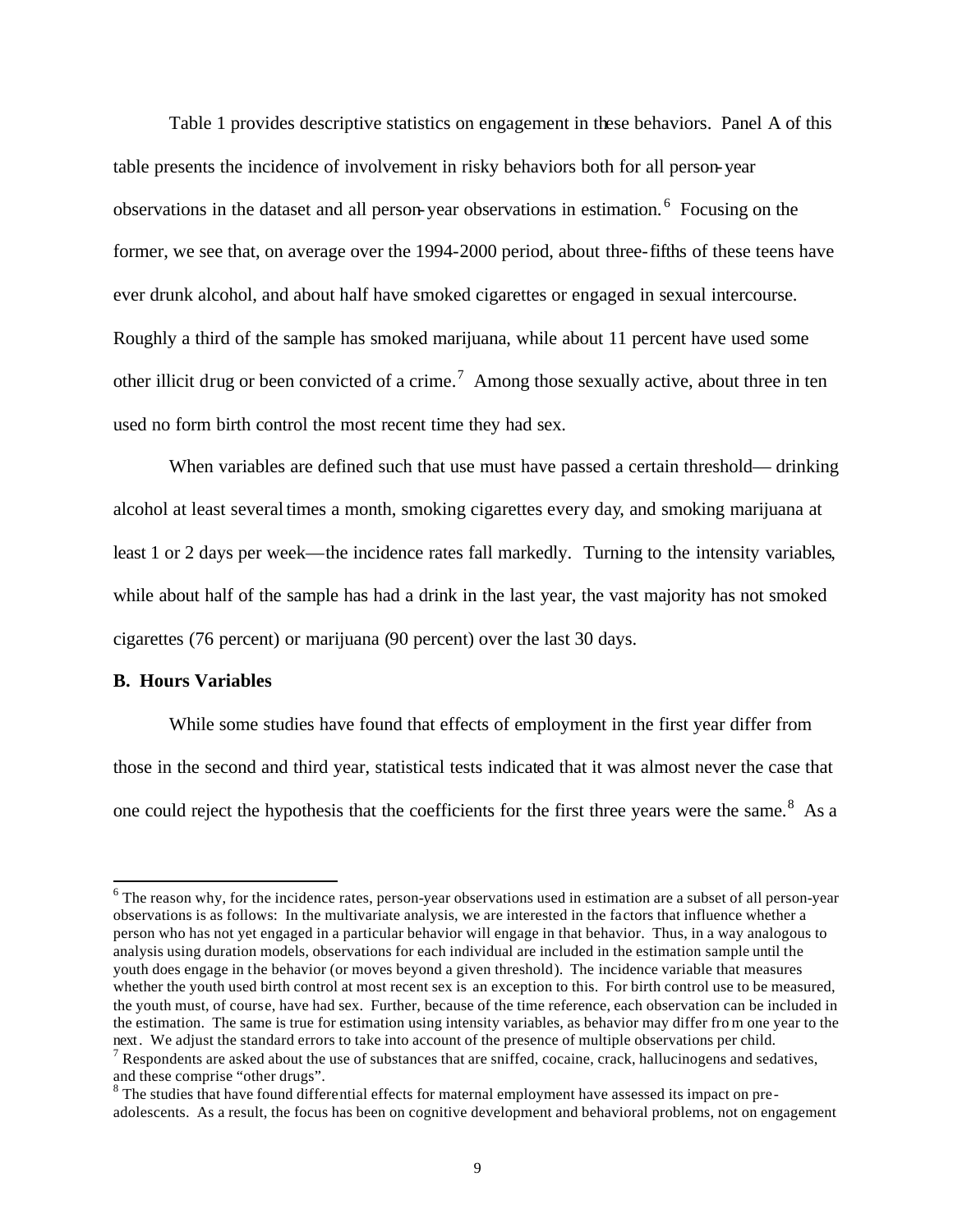Table 1 provides descriptive statistics on engagement in these behaviors. Panel A of this table presents the incidence of involvement in risky behaviors both for all person-year observations in the dataset and all person-year observations in estimation.[6] Focusing on the former, we see that, on average over the 1994-2000 period, about three-fifths of these teens have ever drunk alcohol, and about half have smoked cigarettes or engaged in sexual intercourse. Roughly a third of the sample has smoked marijuana, while about 11 percent have used some other illicit drug or been convicted of a crime.[7] Among those sexually active, about three in ten used no form birth control the most recent time they had sex.

When variables are defined such that use must have passed a certain threshold— drinking alcohol at least several times a month, smoking cigarettes every day, and smoking marijuana at least 1 or 2 days per week—the incidence rates fall markedly. Turning to the intensity variables, while about half of the sample has had a drink in the last year, the vast majority has not smoked cigarettes (76 percent) or marijuana (90 percent) over the last 30 days.

**B. Hours Variables**

While some studies have found that effects of employment in the first year differ from those in the second and third year, statistical tests indicated that it was almost never the case that one could reject the hypothesis that the coefficients for the first three years were the same.[8] As a

[6] The reason why, for the incidence rates, person-year observations used in estimation are a subset of all person-year observations is as follows: In the multivariate analysis, we are interested in the factors that influence whether a person who has not yet engaged in a particular behavior will engage in that behavior. Thus, in a way analogous to analysis using duration models, observations for each individual are included in the estimation sample until the youth does engage in the behavior (or moves beyond a given threshold). The incidence variable that measures whether the youth used birth control at most recent sex is an exception to this. For birth control use to be measured, the youth must, of course, have had sex. Further, because of the time reference, each observation can be included in the estimation. The same is true for estimation using intensity variables, as behavior may differ from one year to the next. We adjust the standard errors to take into account of the presence of multiple observations per child.

[7] Respondents are asked about the use of substances that are sniffed, cocaine, crack, hallucinogens and sedatives, and these comprise "other drugs".

[8] The studies that have found differential effects for maternal employment have assessed its impact on pre-adolescents. As a result, the focus has been on cognitive development and behavioral problems, not on engagement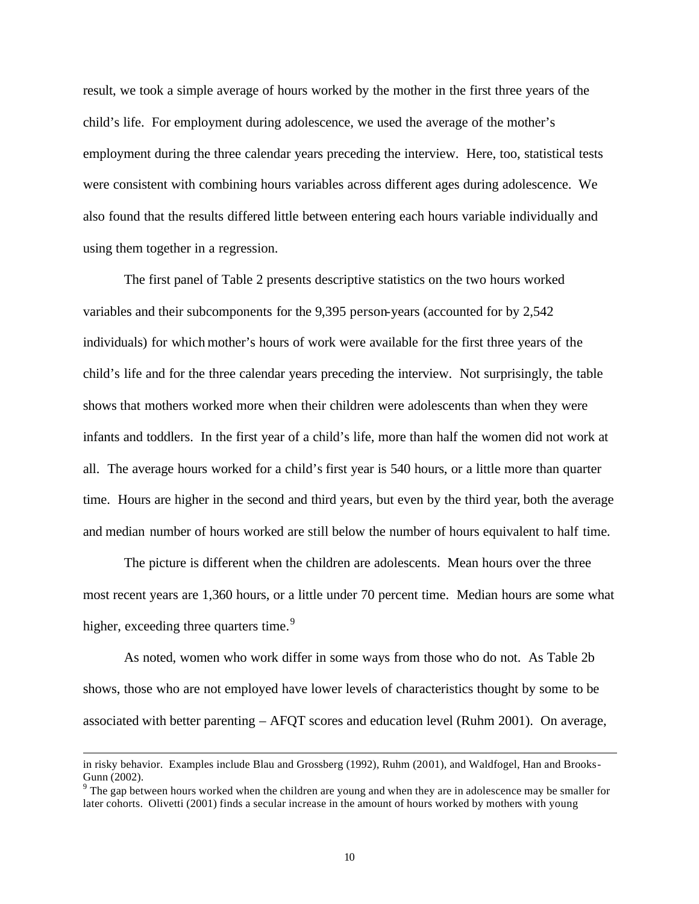result, we took a simple average of hours worked by the mother in the first three years of the child's life. For employment during adolescence, we used the average of the mother's employment during the three calendar years preceding the interview. Here, too, statistical tests were consistent with combining hours variables across different ages during adolescence. We also found that the results differed little between entering each hours variable individually and using them together in a regression.

The first panel of Table 2 presents descriptive statistics on the two hours worked variables and their subcomponents for the 9,395 person-years (accounted for by 2,542 individuals) for which mother's hours of work were available for the first three years of the child's life and for the three calendar years preceding the interview. Not surprisingly, the table shows that mothers worked more when their children were adolescents than when they were infants and toddlers. In the first year of a child's life, more than half the women did not work at all. The average hours worked for a child's first year is 540 hours, or a little more than quarter time. Hours are higher in the second and third years, but even by the third year, both the average and median number of hours worked are still below the number of hours equivalent to half time.

The picture is different when the children are adolescents. Mean hours over the three most recent years are 1,360 hours, or a little under 70 percent time. Median hours are some what higher, exceeding three quarters time.[9]

As noted, women who work differ in some ways from those who do not. As Table 2b shows, those who are not employed have lower levels of characteristics thought by some to be associated with better parenting – AFQT scores and education level (Ruhm 2001). On average,

---

in risky behavior. Examples include Blau and Grossberg (1992), Ruhm (2001), and Waldfogel, Han and Brooks-Gunn (2002).

[9] The gap between hours worked when the children are young and when they are in adolescence may be smaller for later cohorts. Olivetti (2001) finds a secular increase in the amount of hours worked by mothers with young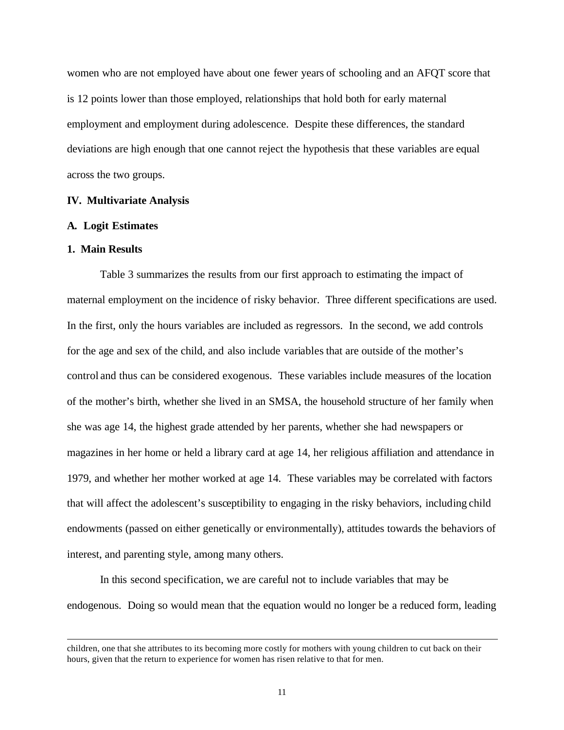women who are not employed have about one fewer years of schooling and an AFQT score that is 12 points lower than those employed, relationships that hold both for early maternal employment and employment during adolescence. Despite these differences, the standard deviations are high enough that one cannot reject the hypothesis that these variables are equal across the two groups.

## IV. Multivariate Analysis

### A. Logit Estimates

#### 1. Main Results

Table 3 summarizes the results from our first approach to estimating the impact of maternal employment on the incidence of risky behavior. Three different specifications are used. In the first, only the hours variables are included as regressors. In the second, we add controls for the age and sex of the child, and also include variables that are outside of the mother's control and thus can be considered exogenous. These variables include measures of the location of the mother's birth, whether she lived in an SMSA, the household structure of her family when she was age 14, the highest grade attended by her parents, whether she had newspapers or magazines in her home or held a library card at age 14, her religious affiliation and attendance in 1979, and whether her mother worked at age 14. These variables may be correlated with factors that will affect the adolescent's susceptibility to engaging in the risky behaviors, including child endowments (passed on either genetically or environmentally), attitudes towards the behaviors of interest, and parenting style, among many others.

In this second specification, we are careful not to include variables that may be endogenous. Doing so would mean that the equation would no longer be a reduced form, leading

---

children, one that she attributes to its becoming more costly for mothers with young children to cut back on their hours, given that the return to experience for women has risen relative to that for men.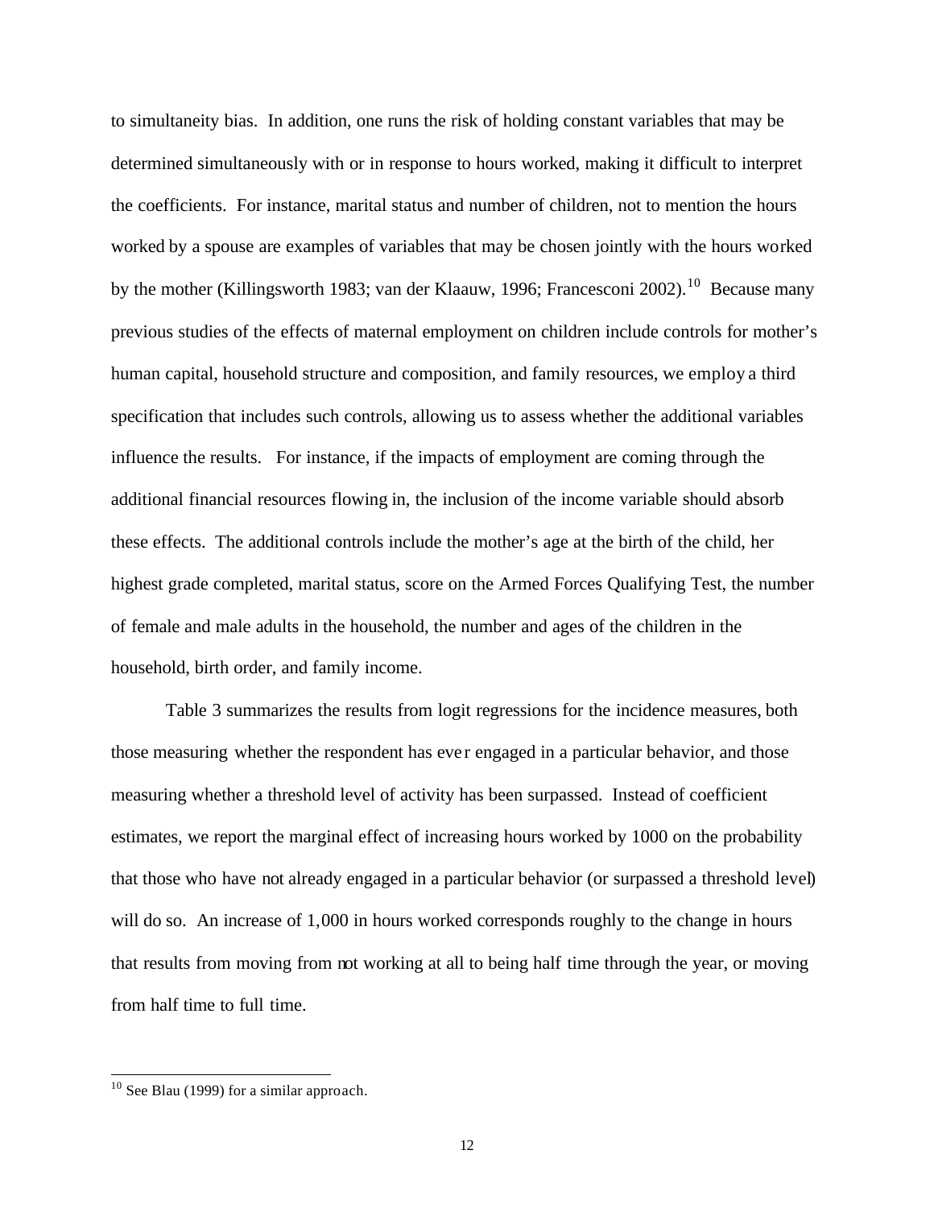to simultaneity bias. In addition, one runs the risk of holding constant variables that may be determined simultaneously with or in response to hours worked, making it difficult to interpret the coefficients. For instance, marital status and number of children, not to mention the hours worked by a spouse are examples of variables that may be chosen jointly with the hours worked by the mother (Killingsworth 1983; van der Klaauw, 1996; Francesconi 2002).[10] Because many previous studies of the effects of maternal employment on children include controls for mother's human capital, household structure and composition, and family resources, we employ a third specification that includes such controls, allowing us to assess whether the additional variables influence the results. For instance, if the impacts of employment are coming through the additional financial resources flowing in, the inclusion of the income variable should absorb these effects. The additional controls include the mother's age at the birth of the child, her highest grade completed, marital status, score on the Armed Forces Qualifying Test, the number of female and male adults in the household, the number and ages of the children in the household, birth order, and family income.

Table 3 summarizes the results from logit regressions for the incidence measures, both those measuring whether the respondent has ever engaged in a particular behavior, and those measuring whether a threshold level of activity has been surpassed. Instead of coefficient estimates, we report the marginal effect of increasing hours worked by 1000 on the probability that those who have not already engaged in a particular behavior (or surpassed a threshold level) will do so. An increase of 1,000 in hours worked corresponds roughly to the change in hours that results from moving from not working at all to being half time through the year, or moving from half time to full time.

---

[10] See Blau (1999) for a similar approach.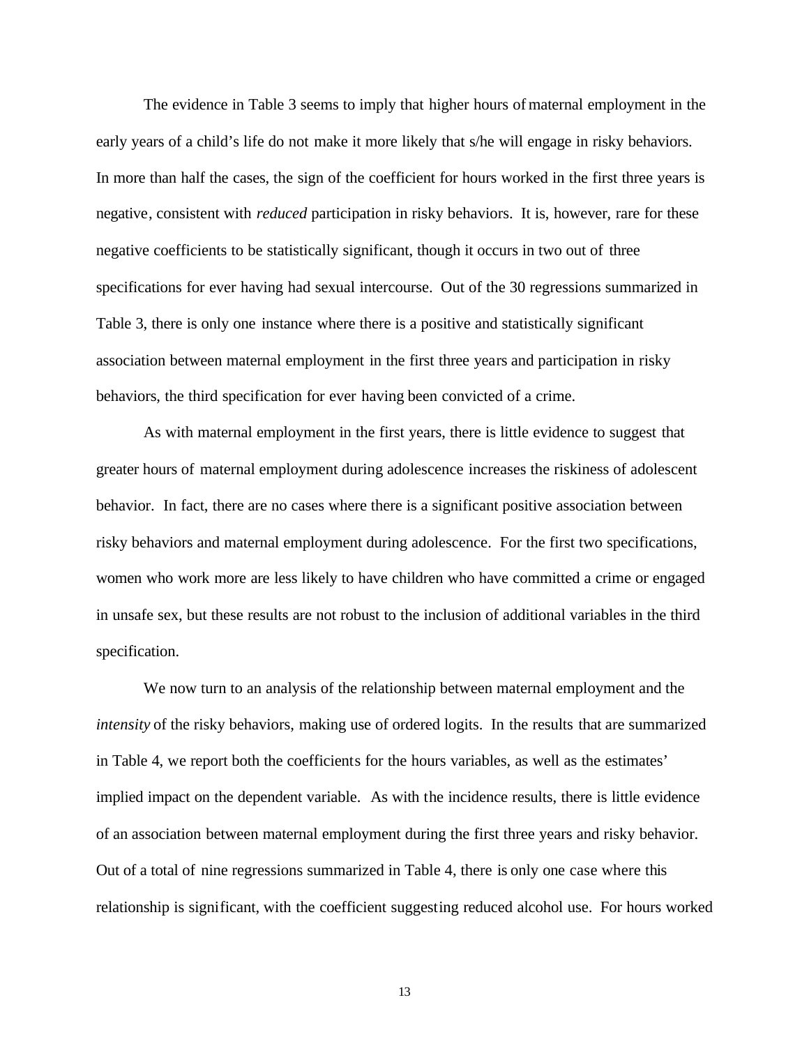The evidence in Table 3 seems to imply that higher hours of maternal employment in the early years of a child's life do not make it more likely that s/he will engage in risky behaviors. In more than half the cases, the sign of the coefficient for hours worked in the first three years is negative, consistent with *reduced* participation in risky behaviors. It is, however, rare for these negative coefficients to be statistically significant, though it occurs in two out of three specifications for ever having had sexual intercourse. Out of the 30 regressions summarized in Table 3, there is only one instance where there is a positive and statistically significant association between maternal employment in the first three years and participation in risky behaviors, the third specification for ever having been convicted of a crime.

As with maternal employment in the first years, there is little evidence to suggest that greater hours of maternal employment during adolescence increases the riskiness of adolescent behavior. In fact, there are no cases where there is a significant positive association between risky behaviors and maternal employment during adolescence. For the first two specifications, women who work more are less likely to have children who have committed a crime or engaged in unsafe sex, but these results are not robust to the inclusion of additional variables in the third specification.

We now turn to an analysis of the relationship between maternal employment and the *intensity* of the risky behaviors, making use of ordered logits. In the results that are summarized in Table 4, we report both the coefficients for the hours variables, as well as the estimates' implied impact on the dependent variable. As with the incidence results, there is little evidence of an association between maternal employment during the first three years and risky behavior. Out of a total of nine regressions summarized in Table 4, there is only one case where this relationship is significant, with the coefficient suggesting reduced alcohol use. For hours worked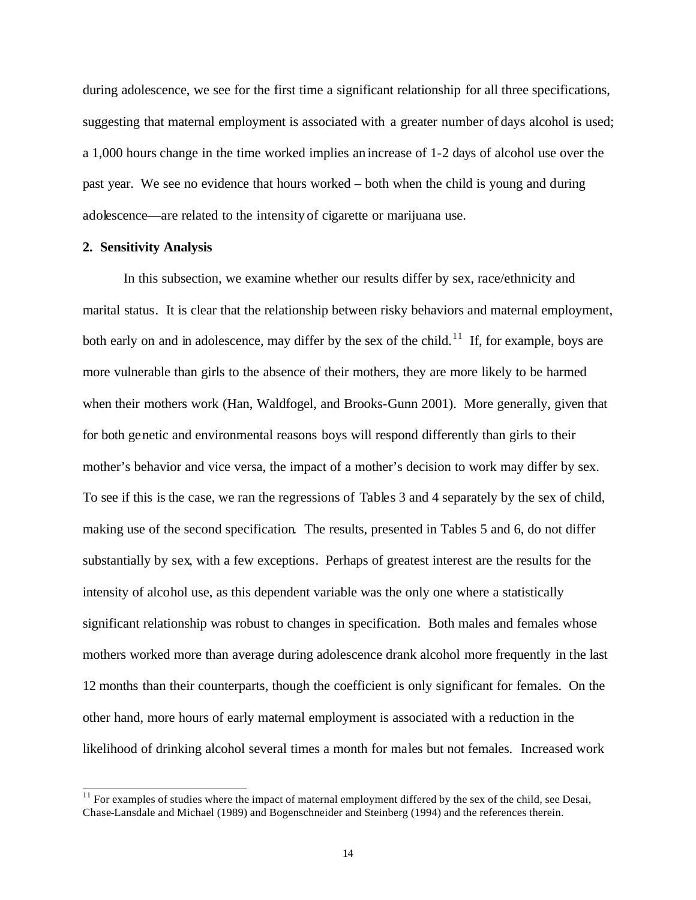during adolescence, we see for the first time a significant relationship for all three specifications, suggesting that maternal employment is associated with a greater number of days alcohol is used; a 1,000 hours change in the time worked implies an increase of 1-2 days of alcohol use over the past year. We see no evidence that hours worked – both when the child is young and during adolescence—are related to the intensity of cigarette or marijuana use.

**2. Sensitivity Analysis**

In this subsection, we examine whether our results differ by sex, race/ethnicity and marital status. It is clear that the relationship between risky behaviors and maternal employment, both early on and in adolescence, may differ by the sex of the child.[11] If, for example, boys are more vulnerable than girls to the absence of their mothers, they are more likely to be harmed when their mothers work (Han, Waldfogel, and Brooks-Gunn 2001). More generally, given that for both genetic and environmental reasons boys will respond differently than girls to their mother's behavior and vice versa, the impact of a mother's decision to work may differ by sex. To see if this is the case, we ran the regressions of Tables 3 and 4 separately by the sex of child, making use of the second specification. The results, presented in Tables 5 and 6, do not differ substantially by sex, with a few exceptions. Perhaps of greatest interest are the results for the intensity of alcohol use, as this dependent variable was the only one where a statistically significant relationship was robust to changes in specification. Both males and females whose mothers worked more than average during adolescence drank alcohol more frequently in the last 12 months than their counterparts, though the coefficient is only significant for females. On the other hand, more hours of early maternal employment is associated with a reduction in the likelihood of drinking alcohol several times a month for males but not females. Increased work

[11] For examples of studies where the impact of maternal employment differed by the sex of the child, see Desai, Chase-Lansdale and Michael (1989) and Bogenschneider and Steinberg (1994) and the references therein.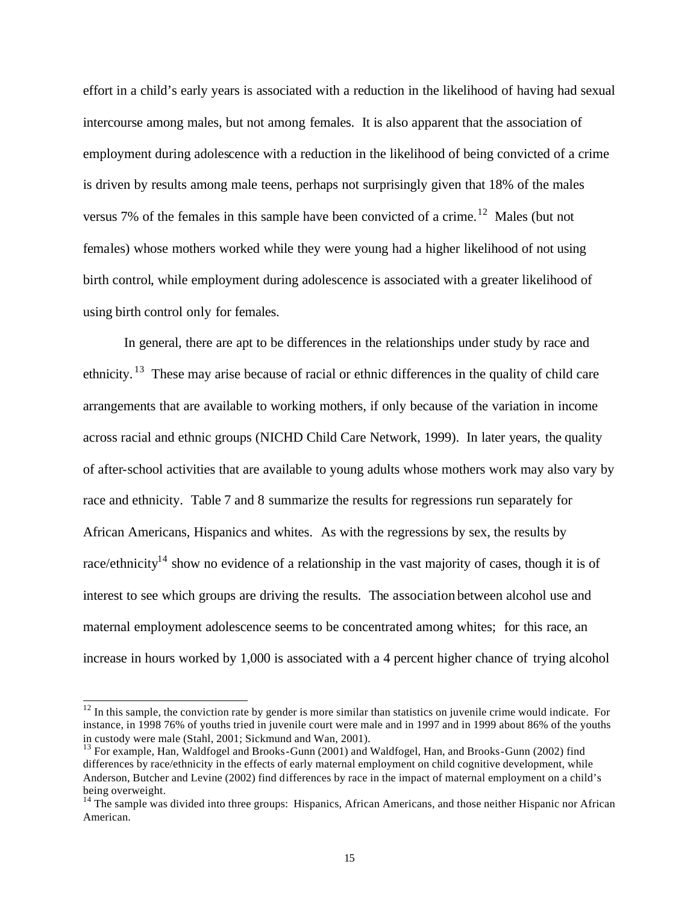effort in a child's early years is associated with a reduction in the likelihood of having had sexual intercourse among males, but not among females. It is also apparent that the association of employment during adolescence with a reduction in the likelihood of being convicted of a crime is driven by results among male teens, perhaps not surprisingly given that 18% of the males versus 7% of the females in this sample have been convicted of a crime.[12] Males (but not females) whose mothers worked while they were young had a higher likelihood of not using birth control, while employment during adolescence is associated with a greater likelihood of using birth control only for females.

In general, there are apt to be differences in the relationships under study by race and ethnicity.[13] These may arise because of racial or ethnic differences in the quality of child care arrangements that are available to working mothers, if only because of the variation in income across racial and ethnic groups (NICHD Child Care Network, 1999). In later years, the quality of after-school activities that are available to young adults whose mothers work may also vary by race and ethnicity. Table 7 and 8 summarize the results for regressions run separately for African Americans, Hispanics and whites. As with the regressions by sex, the results by race/ethnicity[14] show no evidence of a relationship in the vast majority of cases, though it is of interest to see which groups are driving the results. The association between alcohol use and maternal employment adolescence seems to be concentrated among whites; for this race, an increase in hours worked by 1,000 is associated with a 4 percent higher chance of trying alcohol

---

[12] In this sample, the conviction rate by gender is more similar than statistics on juvenile crime would indicate. For instance, in 1998 76% of youths tried in juvenile court were male and in 1997 and in 1999 about 86% of the youths in custody were male (Stahl, 2001; Sickmund and Wan, 2001).

[13] For example, Han, Waldfogel and Brooks-Gunn (2001) and Waldfogel, Han, and Brooks-Gunn (2002) find differences by race/ethnicity in the effects of early maternal employment on child cognitive development, while Anderson, Butcher and Levine (2002) find differences by race in the impact of maternal employment on a child's being overweight.

[14] The sample was divided into three groups: Hispanics, African Americans, and those neither Hispanic nor African American.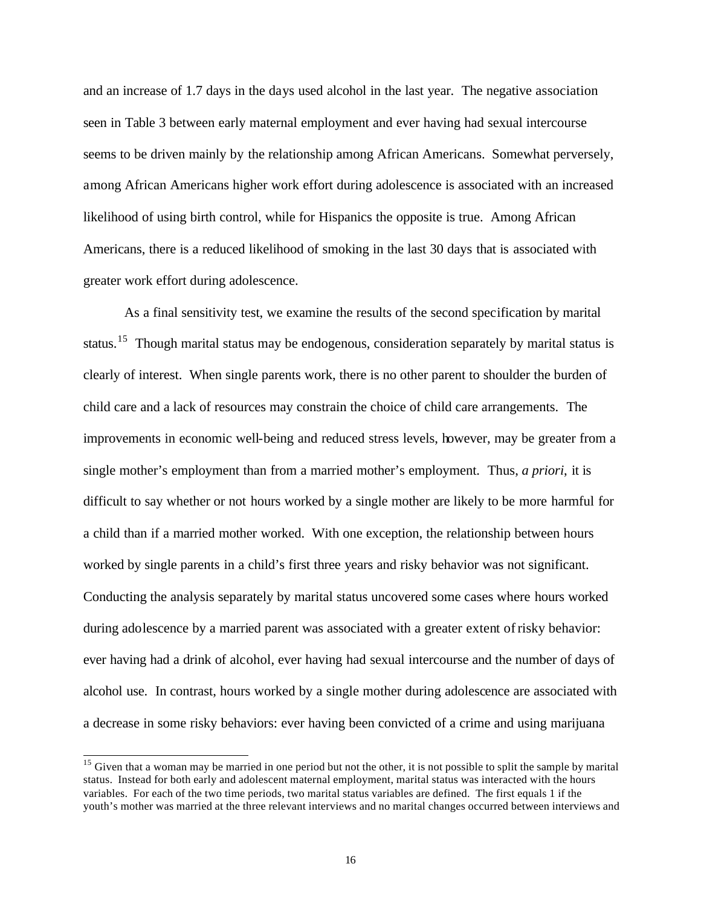and an increase of 1.7 days in the days used alcohol in the last year. The negative association seen in Table 3 between early maternal employment and ever having had sexual intercourse seems to be driven mainly by the relationship among African Americans. Somewhat perversely, among African Americans higher work effort during adolescence is associated with an increased likelihood of using birth control, while for Hispanics the opposite is true. Among African Americans, there is a reduced likelihood of smoking in the last 30 days that is associated with greater work effort during adolescence.

As a final sensitivity test, we examine the results of the second specification by marital status.[15] Though marital status may be endogenous, consideration separately by marital status is clearly of interest. When single parents work, there is no other parent to shoulder the burden of child care and a lack of resources may constrain the choice of child care arrangements. The improvements in economic well-being and reduced stress levels, however, may be greater from a single mother's employment than from a married mother's employment. Thus, *a priori*, it is difficult to say whether or not hours worked by a single mother are likely to be more harmful for a child than if a married mother worked. With one exception, the relationship between hours worked by single parents in a child's first three years and risky behavior was not significant. Conducting the analysis separately by marital status uncovered some cases where hours worked during adolescence by a married parent was associated with a greater extent of risky behavior: ever having had a drink of alcohol, ever having had sexual intercourse and the number of days of alcohol use. In contrast, hours worked by a single mother during adolescence are associated with a decrease in some risky behaviors: ever having been convicted of a crime and using marijuana

[15] Given that a woman may be married in one period but not the other, it is not possible to split the sample by marital status. Instead for both early and adolescent maternal employment, marital status was interacted with the hours variables. For each of the two time periods, two marital status variables are defined. The first equals 1 if the youth's mother was married at the three relevant interviews and no marital changes occurred between interviews and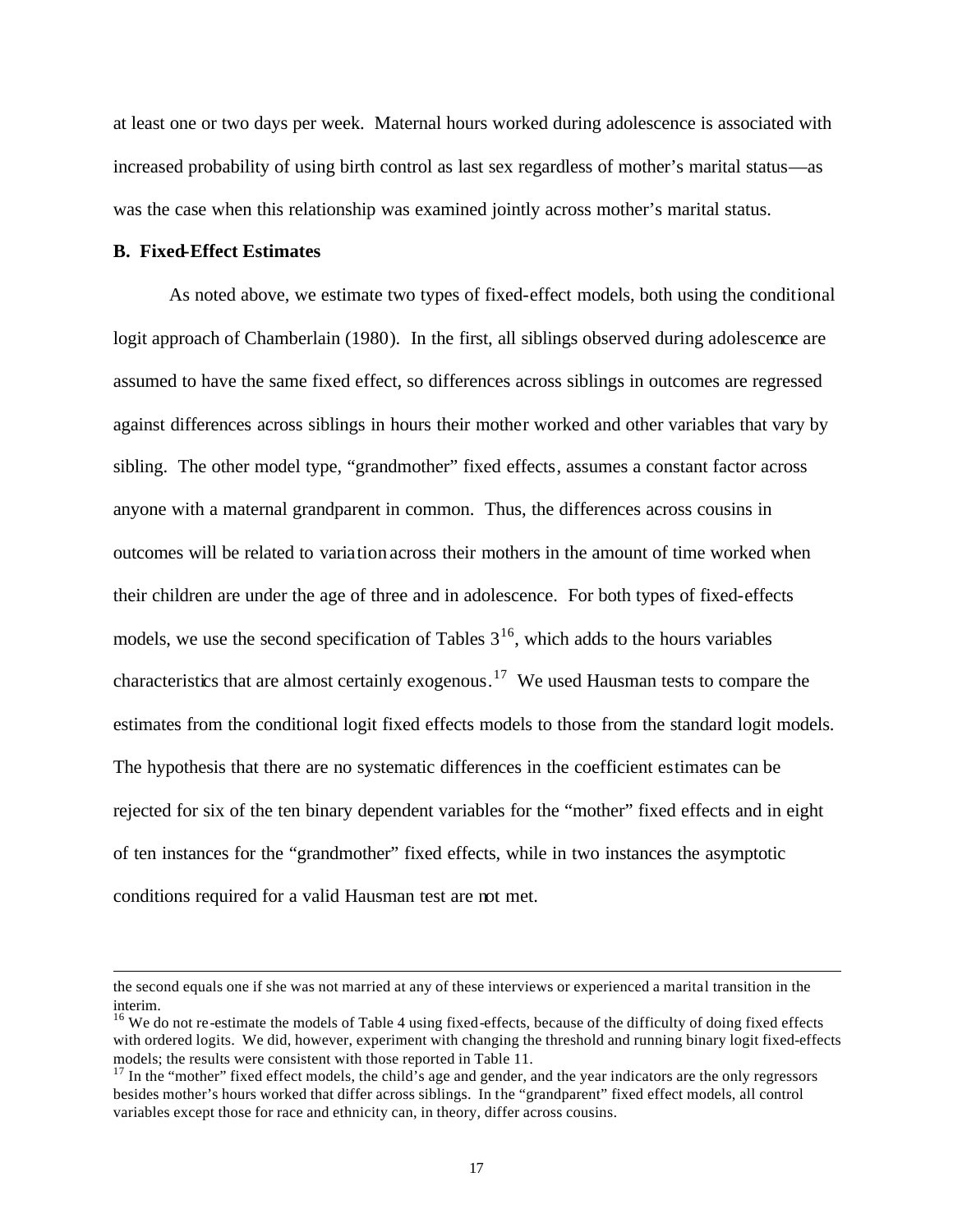at least one or two days per week. Maternal hours worked during adolescence is associated with increased probability of using birth control as last sex regardless of mother's marital status—as was the case when this relationship was examined jointly across mother's marital status.

**B. Fixed-Effect Estimates**

As noted above, we estimate two types of fixed-effect models, both using the conditional logit approach of Chamberlain (1980). In the first, all siblings observed during adolescence are assumed to have the same fixed effect, so differences across siblings in outcomes are regressed against differences across siblings in hours their mother worked and other variables that vary by sibling. The other model type, "grandmother" fixed effects, assumes a constant factor across anyone with a maternal grandparent in common. Thus, the differences across cousins in outcomes will be related to variation across their mothers in the amount of time worked when their children are under the age of three and in adolescence. For both types of fixed-effects models, we use the second specification of Tables 3[16], which adds to the hours variables characteristics that are almost certainly exogenous.[17] We used Hausman tests to compare the estimates from the conditional logit fixed effects models to those from the standard logit models. The hypothesis that there are no systematic differences in the coefficient estimates can be rejected for six of the ten binary dependent variables for the "mother" fixed effects and in eight of ten instances for the "grandmother" fixed effects, while in two instances the asymptotic conditions required for a valid Hausman test are not met.

---

the second equals one if she was not married at any of these interviews or experienced a marital transition in the interim.

[16] We do not re-estimate the models of Table 4 using fixed-effects, because of the difficulty of doing fixed effects with ordered logits. We did, however, experiment with changing the threshold and running binary logit fixed-effects models; the results were consistent with those reported in Table 11.

[17] In the "mother" fixed effect models, the child's age and gender, and the year indicators are the only regressors besides mother's hours worked that differ across siblings. In the "grandparent" fixed effect models, all control variables except those for race and ethnicity can, in theory, differ across cousins.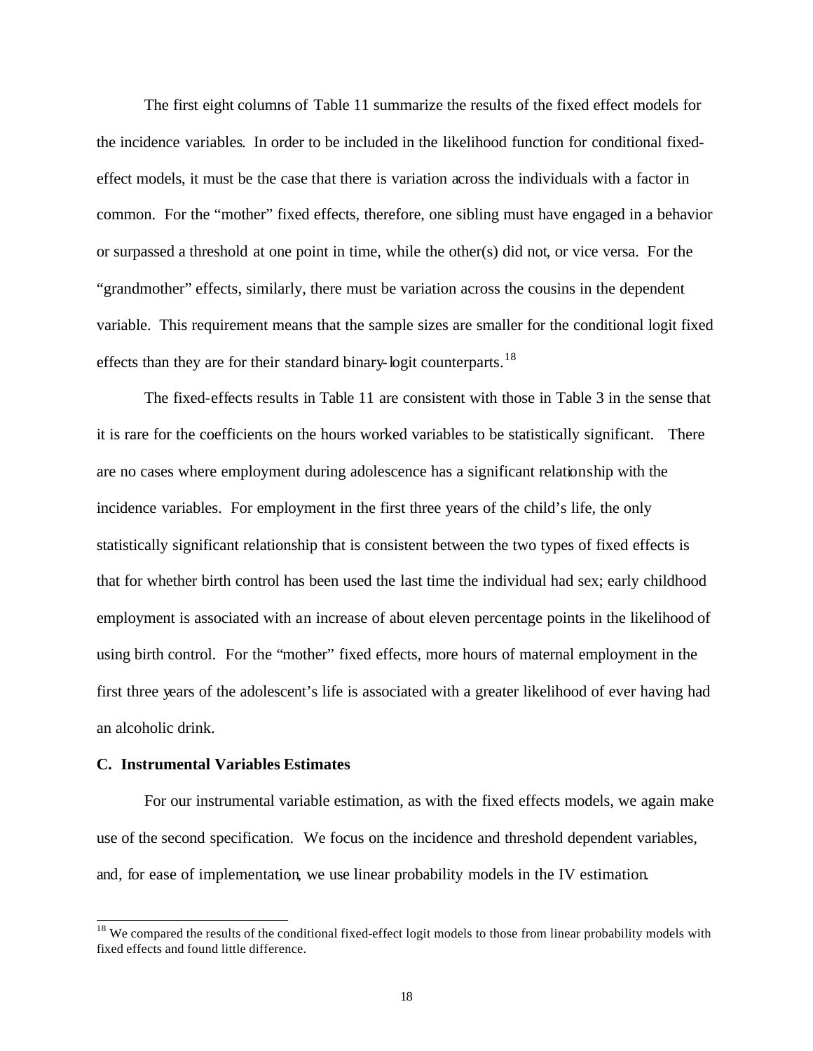The first eight columns of Table 11 summarize the results of the fixed effect models for the incidence variables. In order to be included in the likelihood function for conditional fixed-effect models, it must be the case that there is variation across the individuals with a factor in common. For the "mother" fixed effects, therefore, one sibling must have engaged in a behavior or surpassed a threshold at one point in time, while the other(s) did not, or vice versa. For the "grandmother" effects, similarly, there must be variation across the cousins in the dependent variable. This requirement means that the sample sizes are smaller for the conditional logit fixed effects than they are for their standard binary-logit counterparts.[18]

The fixed-effects results in Table 11 are consistent with those in Table 3 in the sense that it is rare for the coefficients on the hours worked variables to be statistically significant. There are no cases where employment during adolescence has a significant relationship with the incidence variables. For employment in the first three years of the child's life, the only statistically significant relationship that is consistent between the two types of fixed effects is that for whether birth control has been used the last time the individual had sex; early childhood employment is associated with an increase of about eleven percentage points in the likelihood of using birth control. For the "mother" fixed effects, more hours of maternal employment in the first three years of the adolescent's life is associated with a greater likelihood of ever having had an alcoholic drink.

### C. Instrumental Variables Estimates

For our instrumental variable estimation, as with the fixed effects models, we again make use of the second specification. We focus on the incidence and threshold dependent variables, and, for ease of implementation, we use linear probability models in the IV estimation.

[18] We compared the results of the conditional fixed-effect logit models to those from linear probability models with fixed effects and found little difference.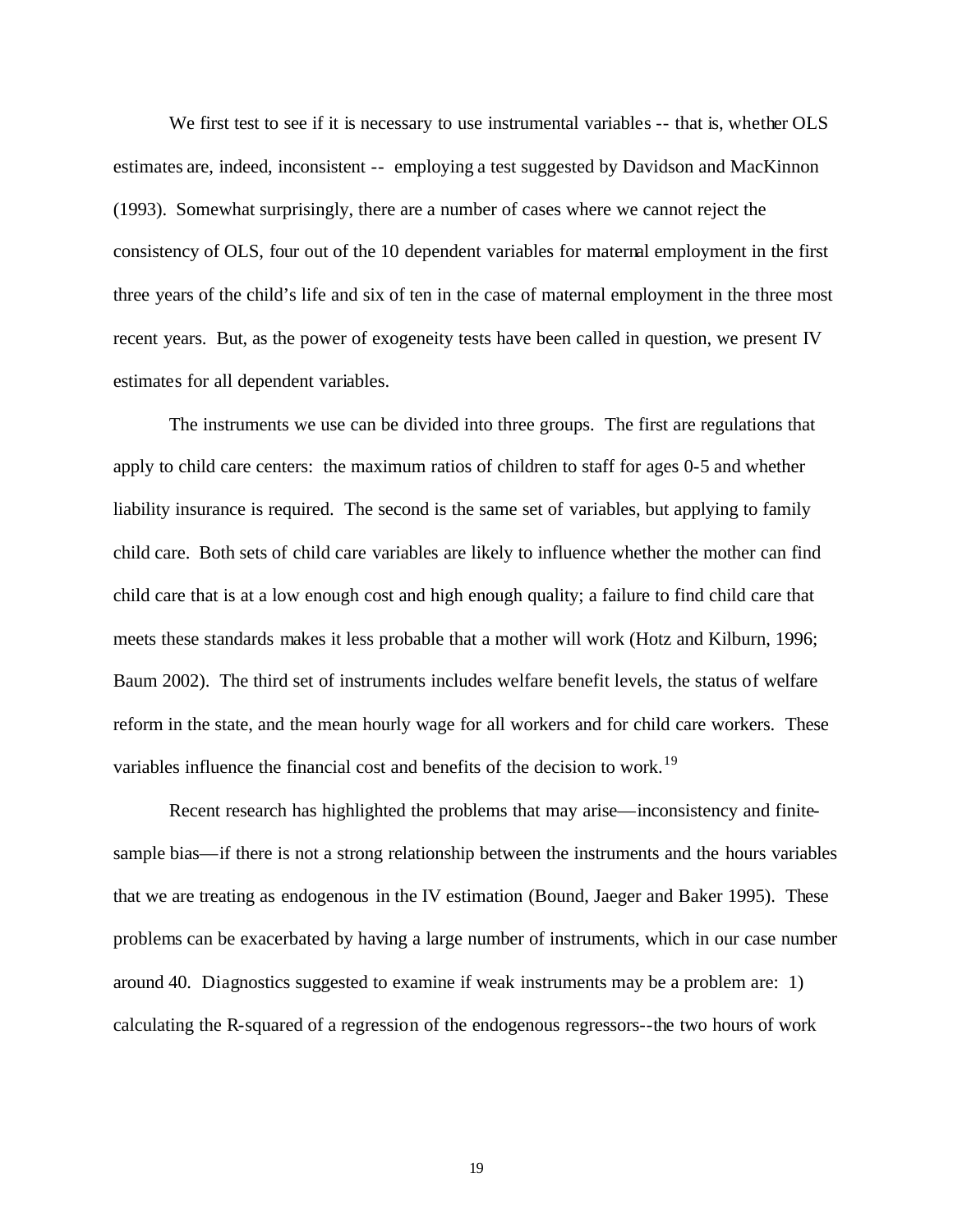We first test to see if it is necessary to use instrumental variables -- that is, whether OLS estimates are, indeed, inconsistent -- employing a test suggested by Davidson and MacKinnon (1993). Somewhat surprisingly, there are a number of cases where we cannot reject the consistency of OLS, four out of the 10 dependent variables for maternal employment in the first three years of the child's life and six of ten in the case of maternal employment in the three most recent years. But, as the power of exogeneity tests have been called in question, we present IV estimates for all dependent variables.

The instruments we use can be divided into three groups. The first are regulations that apply to child care centers: the maximum ratios of children to staff for ages 0-5 and whether liability insurance is required. The second is the same set of variables, but applying to family child care. Both sets of child care variables are likely to influence whether the mother can find child care that is at a low enough cost and high enough quality; a failure to find child care that meets these standards makes it less probable that a mother will work (Hotz and Kilburn, 1996; Baum 2002). The third set of instruments includes welfare benefit levels, the status of welfare reform in the state, and the mean hourly wage for all workers and for child care workers. These variables influence the financial cost and benefits of the decision to work.[19]

Recent research has highlighted the problems that may arise—inconsistency and finite-sample bias—if there is not a strong relationship between the instruments and the hours variables that we are treating as endogenous in the IV estimation (Bound, Jaeger and Baker 1995). These problems can be exacerbated by having a large number of instruments, which in our case number around 40. Diagnostics suggested to examine if weak instruments may be a problem are: 1) calculating the R-squared of a regression of the endogenous regressors--the two hours of work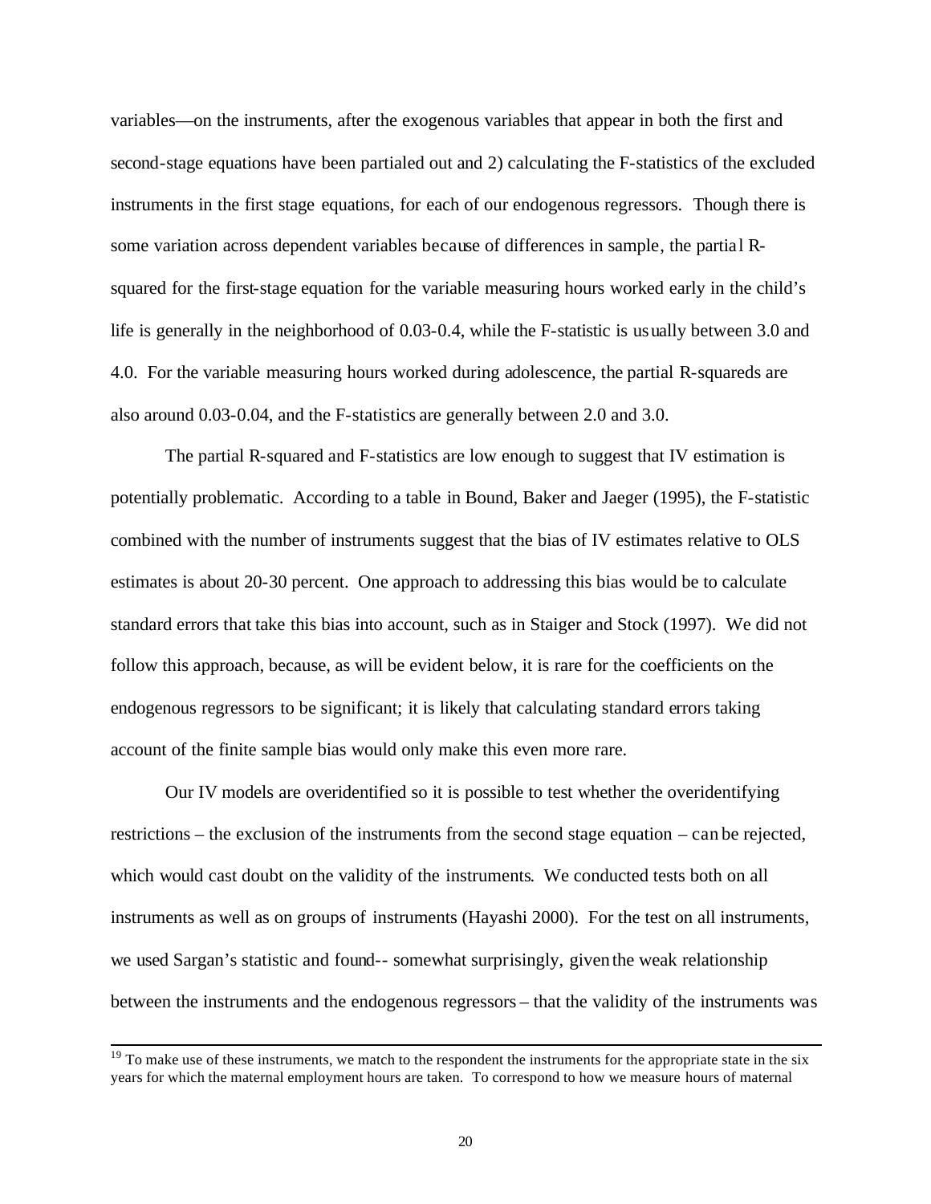variables—on the instruments, after the exogenous variables that appear in both the first and second-stage equations have been partialed out and 2) calculating the F-statistics of the excluded instruments in the first stage equations, for each of our endogenous regressors. Though there is some variation across dependent variables because of differences in sample, the partial R-squared for the first-stage equation for the variable measuring hours worked early in the child's life is generally in the neighborhood of 0.03-0.4, while the F-statistic is usually between 3.0 and 4.0. For the variable measuring hours worked during adolescence, the partial R-squareds are also around 0.03-0.04, and the F-statistics are generally between 2.0 and 3.0.

The partial R-squared and F-statistics are low enough to suggest that IV estimation is potentially problematic. According to a table in Bound, Baker and Jaeger (1995), the F-statistic combined with the number of instruments suggest that the bias of IV estimates relative to OLS estimates is about 20-30 percent. One approach to addressing this bias would be to calculate standard errors that take this bias into account, such as in Staiger and Stock (1997). We did not follow this approach, because, as will be evident below, it is rare for the coefficients on the endogenous regressors to be significant; it is likely that calculating standard errors taking account of the finite sample bias would only make this even more rare.

Our IV models are overidentified so it is possible to test whether the overidentifying restrictions – the exclusion of the instruments from the second stage equation – can be rejected, which would cast doubt on the validity of the instruments. We conducted tests both on all instruments as well as on groups of instruments (Hayashi 2000). For the test on all instruments, we used Sargan's statistic and found-- somewhat surprisingly, given the weak relationship between the instruments and the endogenous regressors – that the validity of the instruments was

[19] To make use of these instruments, we match to the respondent the instruments for the appropriate state in the six years for which the maternal employment hours are taken. To correspond to how we measure hours of maternal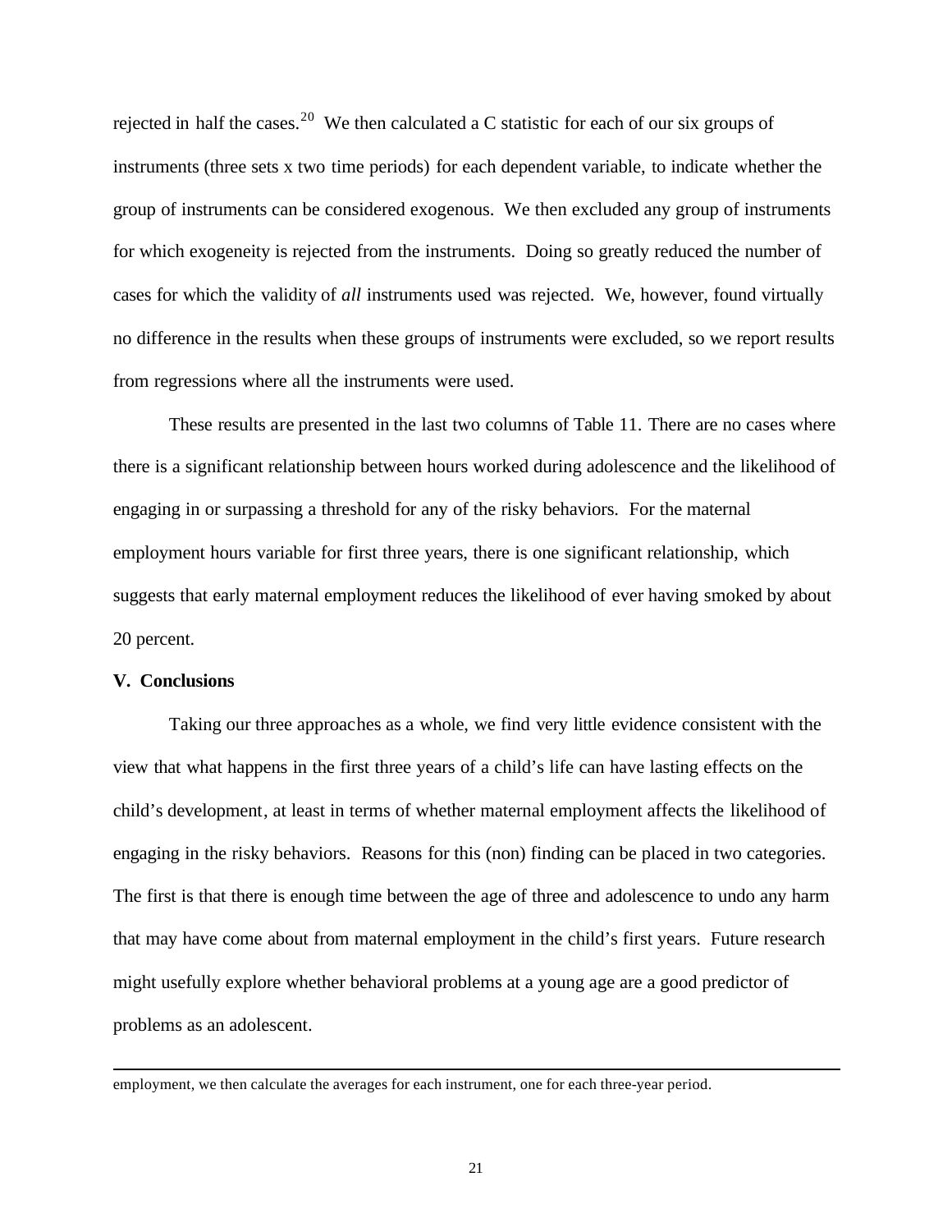rejected in half the cases.[20] We then calculated a C statistic for each of our six groups of instruments (three sets x two time periods) for each dependent variable, to indicate whether the group of instruments can be considered exogenous. We then excluded any group of instruments for which exogeneity is rejected from the instruments. Doing so greatly reduced the number of cases for which the validity of *all* instruments used was rejected. We, however, found virtually no difference in the results when these groups of instruments were excluded, so we report results from regressions where all the instruments were used.

These results are presented in the last two columns of Table 11. There are no cases where there is a significant relationship between hours worked during adolescence and the likelihood of engaging in or surpassing a threshold for any of the risky behaviors. For the maternal employment hours variable for first three years, there is one significant relationship, which suggests that early maternal employment reduces the likelihood of ever having smoked by about 20 percent.

**V. Conclusions**

Taking our three approaches as a whole, we find very little evidence consistent with the view that what happens in the first three years of a child's life can have lasting effects on the child's development, at least in terms of whether maternal employment affects the likelihood of engaging in the risky behaviors. Reasons for this (non) finding can be placed in two categories. The first is that there is enough time between the age of three and adolescence to undo any harm that may have come about from maternal employment in the child's first years. Future research might usefully explore whether behavioral problems at a young age are a good predictor of problems as an adolescent.

---

employment, we then calculate the averages for each instrument, one for each three-year period.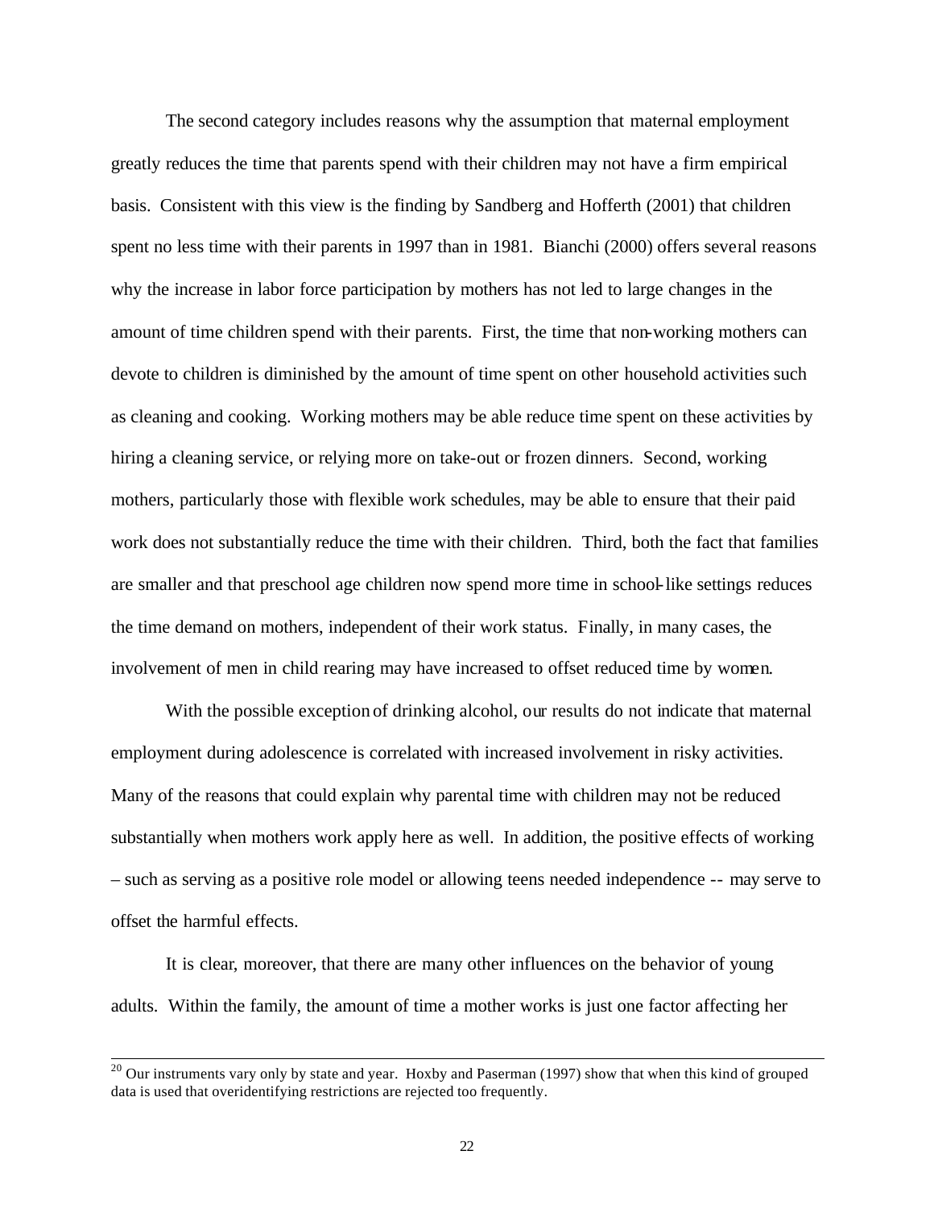The second category includes reasons why the assumption that maternal employment greatly reduces the time that parents spend with their children may not have a firm empirical basis. Consistent with this view is the finding by Sandberg and Hofferth (2001) that children spent no less time with their parents in 1997 than in 1981. Bianchi (2000) offers several reasons why the increase in labor force participation by mothers has not led to large changes in the amount of time children spend with their parents. First, the time that non-working mothers can devote to children is diminished by the amount of time spent on other household activities such as cleaning and cooking. Working mothers may be able reduce time spent on these activities by hiring a cleaning service, or relying more on take-out or frozen dinners. Second, working mothers, particularly those with flexible work schedules, may be able to ensure that their paid work does not substantially reduce the time with their children. Third, both the fact that families are smaller and that preschool age children now spend more time in school-like settings reduces the time demand on mothers, independent of their work status. Finally, in many cases, the involvement of men in child rearing may have increased to offset reduced time by women.

With the possible exception of drinking alcohol, our results do not indicate that maternal employment during adolescence is correlated with increased involvement in risky activities. Many of the reasons that could explain why parental time with children may not be reduced substantially when mothers work apply here as well. In addition, the positive effects of working – such as serving as a positive role model or allowing teens needed independence -- may serve to offset the harmful effects.

It is clear, moreover, that there are many other influences on the behavior of young adults. Within the family, the amount of time a mother works is just one factor affecting her

---

[20] Our instruments vary only by state and year. Hoxby and Paserman (1997) show that when this kind of grouped data is used that overidentifying restrictions are rejected too frequently.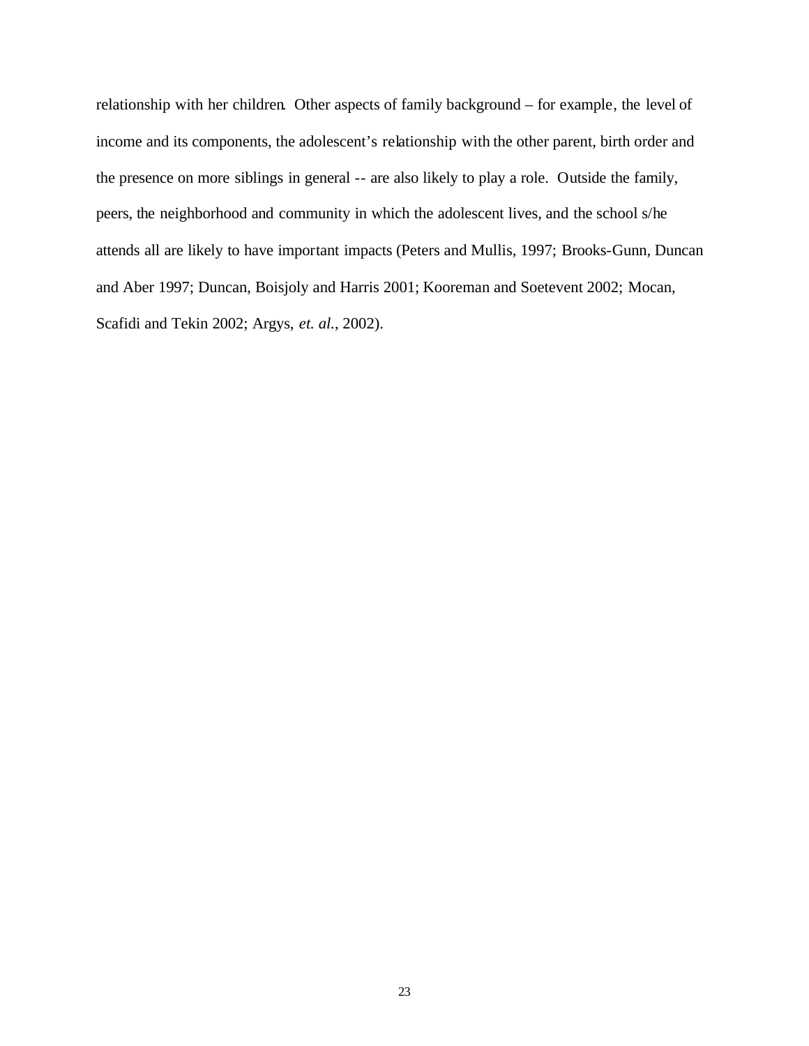relationship with her children. Other aspects of family background – for example, the level of income and its components, the adolescent's relationship with the other parent, birth order and the presence on more siblings in general -- are also likely to play a role. Outside the family, peers, the neighborhood and community in which the adolescent lives, and the school s/he attends all are likely to have important impacts (Peters and Mullis, 1997; Brooks-Gunn, Duncan and Aber 1997; Duncan, Boisjoly and Harris 2001; Kooreman and Soetevent 2002; Mocan, Scafidi and Tekin 2002; Argys, *et. al.*, 2002).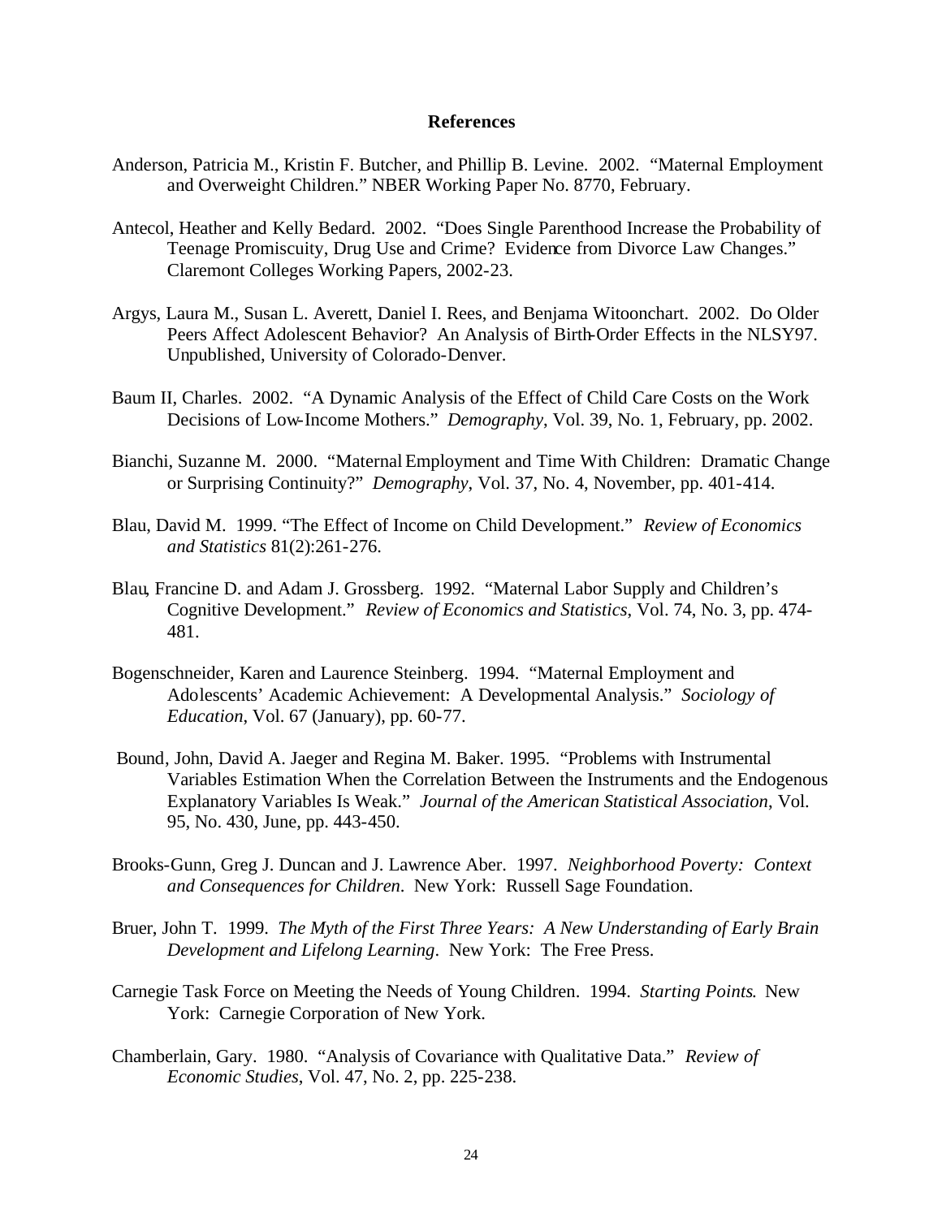## References

Anderson, Patricia M., Kristin F. Butcher, and Phillip B. Levine. 2002. "Maternal Employment and Overweight Children." NBER Working Paper No. 8770, February.

Antecol, Heather and Kelly Bedard. 2002. "Does Single Parenthood Increase the Probability of Teenage Promiscuity, Drug Use and Crime? Evidence from Divorce Law Changes." Claremont Colleges Working Papers, 2002-23.

Argys, Laura M., Susan L. Averett, Daniel I. Rees, and Benjama Witoonchart. 2002. Do Older Peers Affect Adolescent Behavior? An Analysis of Birth-Order Effects in the NLSY97. Unpublished, University of Colorado-Denver.

Baum II, Charles. 2002. "A Dynamic Analysis of the Effect of Child Care Costs on the Work Decisions of Low-Income Mothers." *Demography*, Vol. 39, No. 1, February, pp. 2002.

Bianchi, Suzanne M. 2000. "Maternal Employment and Time With Children: Dramatic Change or Surprising Continuity?" *Demography*, Vol. 37, No. 4, November, pp. 401-414.

Blau, David M. 1999. "The Effect of Income on Child Development." *Review of Economics and Statistics* 81(2):261-276.

Blau, Francine D. and Adam J. Grossberg. 1992. "Maternal Labor Supply and Children's Cognitive Development." *Review of Economics and Statistics*, Vol. 74, No. 3, pp. 474-481.

Bogenschneider, Karen and Laurence Steinberg. 1994. "Maternal Employment and Adolescents' Academic Achievement: A Developmental Analysis." *Sociology of Education*, Vol. 67 (January), pp. 60-77.

Bound, John, David A. Jaeger and Regina M. Baker. 1995. "Problems with Instrumental Variables Estimation When the Correlation Between the Instruments and the Endogenous Explanatory Variables Is Weak." *Journal of the American Statistical Association*, Vol. 95, No. 430, June, pp. 443-450.

Brooks-Gunn, Greg J. Duncan and J. Lawrence Aber. 1997. *Neighborhood Poverty: Context and Consequences for Children*. New York: Russell Sage Foundation.

Bruer, John T. 1999. *The Myth of the First Three Years: A New Understanding of Early Brain Development and Lifelong Learning*. New York: The Free Press.

Carnegie Task Force on Meeting the Needs of Young Children. 1994. *Starting Points*. New York: Carnegie Corporation of New York.

Chamberlain, Gary. 1980. "Analysis of Covariance with Qualitative Data." *Review of Economic Studies*, Vol. 47, No. 2, pp. 225-238.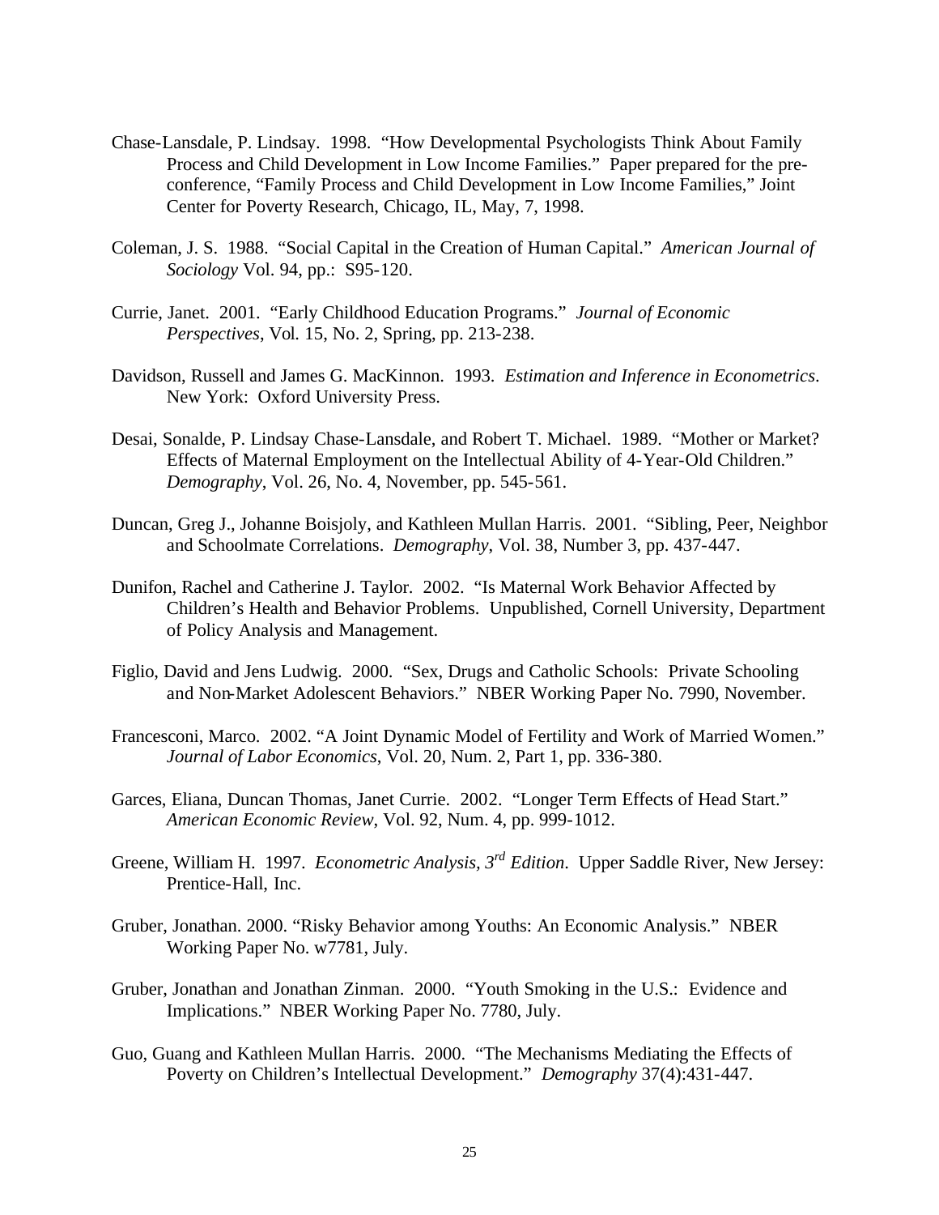Chase-Lansdale, P. Lindsay. 1998. "How Developmental Psychologists Think About Family Process and Child Development in Low Income Families." Paper prepared for the pre-conference, "Family Process and Child Development in Low Income Families," Joint Center for Poverty Research, Chicago, IL, May, 7, 1998.

Coleman, J. S. 1988. "Social Capital in the Creation of Human Capital." *American Journal of Sociology* Vol. 94, pp.: S95-120.

Currie, Janet. 2001. "Early Childhood Education Programs." *Journal of Economic Perspectives*, Vol. 15, No. 2, Spring, pp. 213-238.

Davidson, Russell and James G. MacKinnon. 1993. *Estimation and Inference in Econometrics*. New York: Oxford University Press.

Desai, Sonalde, P. Lindsay Chase-Lansdale, and Robert T. Michael. 1989. "Mother or Market? Effects of Maternal Employment on the Intellectual Ability of 4-Year-Old Children." *Demography*, Vol. 26, No. 4, November, pp. 545-561.

Duncan, Greg J., Johanne Boisjoly, and Kathleen Mullan Harris. 2001. "Sibling, Peer, Neighbor and Schoolmate Correlations. *Demography*, Vol. 38, Number 3, pp. 437-447.

Dunifon, Rachel and Catherine J. Taylor. 2002. "Is Maternal Work Behavior Affected by Children's Health and Behavior Problems. Unpublished, Cornell University, Department of Policy Analysis and Management.

Figlio, David and Jens Ludwig. 2000. "Sex, Drugs and Catholic Schools: Private Schooling and Non-Market Adolescent Behaviors." NBER Working Paper No. 7990, November.

Francesconi, Marco. 2002. "A Joint Dynamic Model of Fertility and Work of Married Women." *Journal of Labor Economics*, Vol. 20, Num. 2, Part 1, pp. 336-380.

Garces, Eliana, Duncan Thomas, Janet Currie. 2002. "Longer Term Effects of Head Start." *American Economic Review*, Vol. 92, Num. 4, pp. 999-1012.

Greene, William H. 1997. *Econometric Analysis, 3rd Edition*. Upper Saddle River, New Jersey: Prentice-Hall, Inc.

Gruber, Jonathan. 2000. "Risky Behavior among Youths: An Economic Analysis." NBER Working Paper No. w7781, July.

Gruber, Jonathan and Jonathan Zinman. 2000. "Youth Smoking in the U.S.: Evidence and Implications." NBER Working Paper No. 7780, July.

Guo, Guang and Kathleen Mullan Harris. 2000. "The Mechanisms Mediating the Effects of Poverty on Children's Intellectual Development." *Demography* 37(4):431-447.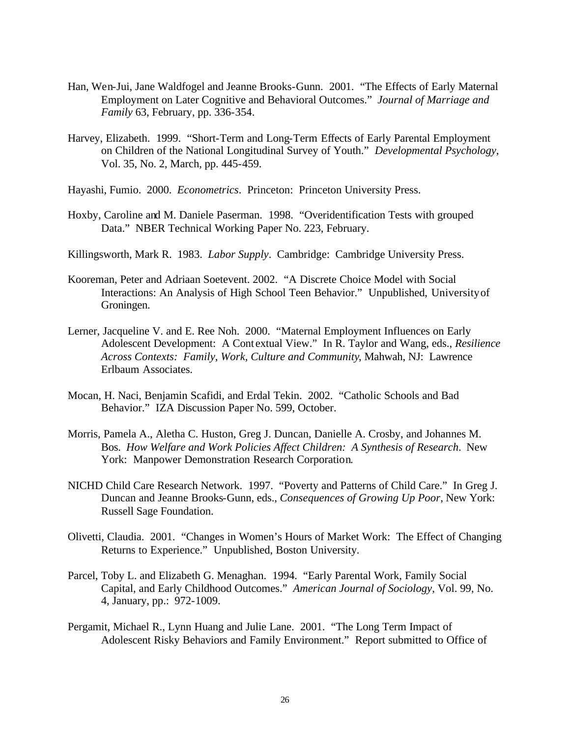Han, Wen-Jui, Jane Waldfogel and Jeanne Brooks-Gunn. 2001. "The Effects of Early Maternal Employment on Later Cognitive and Behavioral Outcomes." *Journal of Marriage and Family* 63, February, pp. 336-354.

Harvey, Elizabeth. 1999. "Short-Term and Long-Term Effects of Early Parental Employment on Children of the National Longitudinal Survey of Youth." *Developmental Psychology*, Vol. 35, No. 2, March, pp. 445-459.

Hayashi, Fumio. 2000. *Econometrics*. Princeton: Princeton University Press.

Hoxby, Caroline and M. Daniele Paserman. 1998. "Overidentification Tests with grouped Data." NBER Technical Working Paper No. 223, February.

Killingsworth, Mark R. 1983. *Labor Supply*. Cambridge: Cambridge University Press.

Kooreman, Peter and Adriaan Soetevent. 2002. "A Discrete Choice Model with Social Interactions: An Analysis of High School Teen Behavior." Unpublished, University of Groningen.

Lerner, Jacqueline V. and E. Ree Noh. 2000. "Maternal Employment Influences on Early Adolescent Development: A Contextual View." In R. Taylor and Wang, eds., *Resilience Across Contexts: Family, Work, Culture and Community*, Mahwah, NJ: Lawrence Erlbaum Associates.

Mocan, H. Naci, Benjamin Scafidi, and Erdal Tekin. 2002. "Catholic Schools and Bad Behavior." IZA Discussion Paper No. 599, October.

Morris, Pamela A., Aletha C. Huston, Greg J. Duncan, Danielle A. Crosby, and Johannes M. Bos. *How Welfare and Work Policies Affect Children: A Synthesis of Research*. New York: Manpower Demonstration Research Corporation.

NICHD Child Care Research Network. 1997. "Poverty and Patterns of Child Care." In Greg J. Duncan and Jeanne Brooks-Gunn, eds., *Consequences of Growing Up Poor*, New York: Russell Sage Foundation.

Olivetti, Claudia. 2001. "Changes in Women's Hours of Market Work: The Effect of Changing Returns to Experience." Unpublished, Boston University.

Parcel, Toby L. and Elizabeth G. Menaghan. 1994. "Early Parental Work, Family Social Capital, and Early Childhood Outcomes." *American Journal of Sociology*, Vol. 99, No. 4, January, pp.: 972-1009.

Pergamit, Michael R., Lynn Huang and Julie Lane. 2001. "The Long Term Impact of Adolescent Risky Behaviors and Family Environment." Report submitted to Office of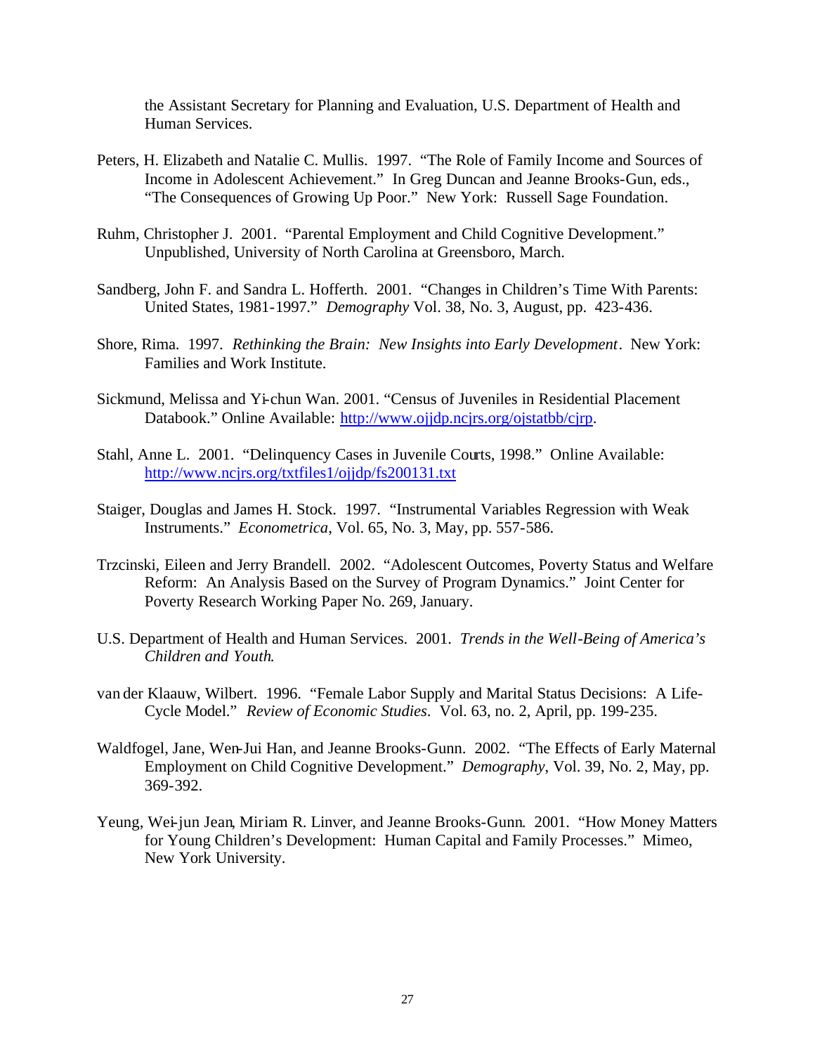the Assistant Secretary for Planning and Evaluation, U.S. Department of Health and Human Services.

Peters, H. Elizabeth and Natalie C. Mullis. 1997. "The Role of Family Income and Sources of Income in Adolescent Achievement." In Greg Duncan and Jeanne Brooks-Gun, eds., "The Consequences of Growing Up Poor." New York: Russell Sage Foundation.

Ruhm, Christopher J. 2001. "Parental Employment and Child Cognitive Development." Unpublished, University of North Carolina at Greensboro, March.

Sandberg, John F. and Sandra L. Hofferth. 2001. "Changes in Children's Time With Parents: United States, 1981-1997." *Demography* Vol. 38, No. 3, August, pp. 423-436.

Shore, Rima. 1997. *Rethinking the Brain: New Insights into Early Development*. New York: Families and Work Institute.

Sickmund, Melissa and Yi-chun Wan. 2001. "Census of Juveniles in Residential Placement Databook." Online Available: http://www.ojjdp.ncjrs.org/ojstatbb/cjrp.

Stahl, Anne L. 2001. "Delinquency Cases in Juvenile Courts, 1998." Online Available: http://www.ncjrs.org/txtfiles1/ojjdp/fs200131.txt

Staiger, Douglas and James H. Stock. 1997. "Instrumental Variables Regression with Weak Instruments." *Econometrica*, Vol. 65, No. 3, May, pp. 557-586.

Trzcinski, Eileen and Jerry Brandell. 2002. "Adolescent Outcomes, Poverty Status and Welfare Reform: An Analysis Based on the Survey of Program Dynamics." Joint Center for Poverty Research Working Paper No. 269, January.

U.S. Department of Health and Human Services. 2001. *Trends in the Well-Being of America's Children and Youth*.

van der Klaauw, Wilbert. 1996. "Female Labor Supply and Marital Status Decisions: A Life-Cycle Model." *Review of Economic Studies*. Vol. 63, no. 2, April, pp. 199-235.

Waldfogel, Jane, Wen-Jui Han, and Jeanne Brooks-Gunn. 2002. "The Effects of Early Maternal Employment on Child Cognitive Development." *Demography*, Vol. 39, No. 2, May, pp. 369-392.

Yeung, Wei-jun Jean, Miriam R. Linver, and Jeanne Brooks-Gunn. 2001. "How Money Matters for Young Children's Development: Human Capital and Family Processes." Mimeo, New York University.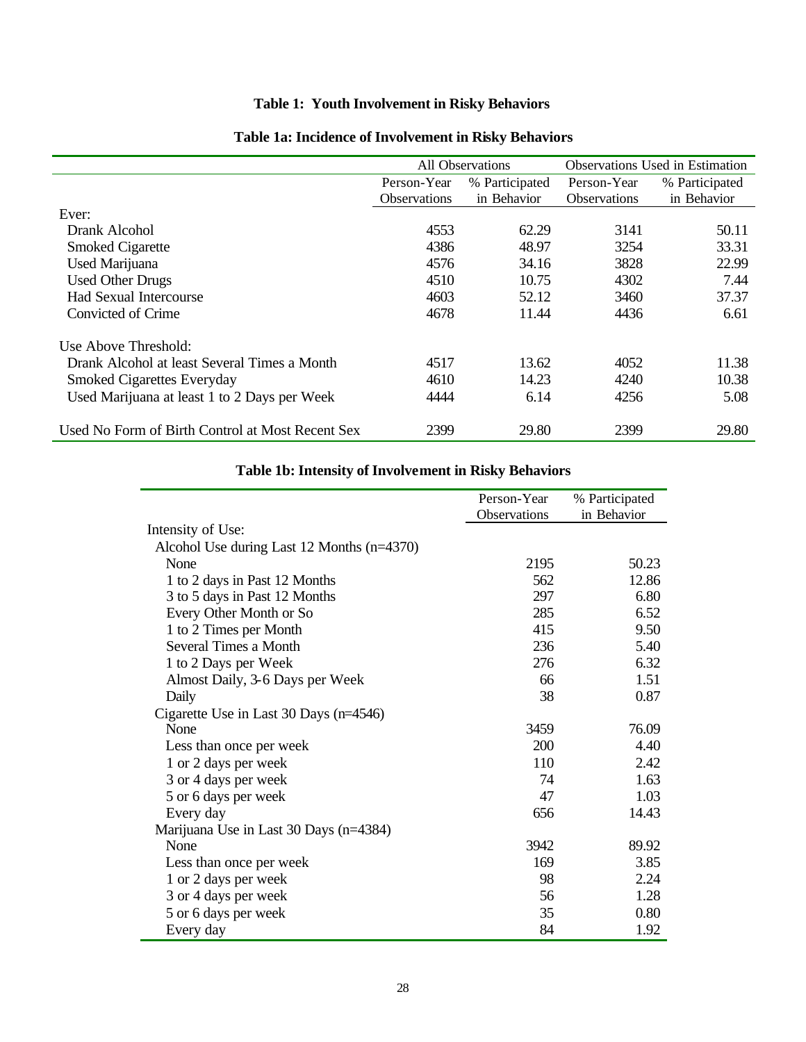# Table 1: Youth Involvement in Risky Behaviors

## Table 1a: Incidence of Involvement in Risky Behaviors

| | All Observations | | Observations Used in Estimation | |
|---|---|---|---|---|
| | Person-Year Observations | % Participated in Behavior | Person-Year Observations | % Participated in Behavior |
| Ever: | | | | |
| Drank Alcohol | 4553 | 62.29 | 3141 | 50.11 |
| Smoked Cigarette | 4386 | 48.97 | 3254 | 33.31 |
| Used Marijuana | 4576 | 34.16 | 3828 | 22.99 |
| Used Other Drugs | 4510 | 10.75 | 4302 | 7.44 |
| Had Sexual Intercourse | 4603 | 52.12 | 3460 | 37.37 |
| Convicted of Crime | 4678 | 11.44 | 4436 | 6.61 |
| Use Above Threshold: | | | | |
| Drank Alcohol at least Several Times a Month | 4517 | 13.62 | 4052 | 11.38 |
| Smoked Cigarettes Everyday | 4610 | 14.23 | 4240 | 10.38 |
| Used Marijuana at least 1 to 2 Days per Week | 4444 | 6.14 | 4256 | 5.08 |
| Used No Form of Birth Control at Most Recent Sex | 2399 | 29.80 | 2399 | 29.80 |

## Table 1b: Intensity of Involvement in Risky Behaviors

| | Person-Year Observations | % Participated in Behavior |
|---|---|---|
| Intensity of Use: | | |
| Alcohol Use during Last 12 Months (n=4370) | | |
| None | 2195 | 50.23 |
| 1 to 2 days in Past 12 Months | 562 | 12.86 |
| 3 to 5 days in Past 12 Months | 297 | 6.80 |
| Every Other Month or So | 285 | 6.52 |
| 1 to 2 Times per Month | 415 | 9.50 |
| Several Times a Month | 236 | 5.40 |
| 1 to 2 Days per Week | 276 | 6.32 |
| Almost Daily, 3-6 Days per Week | 66 | 1.51 |
| Daily | 38 | 0.87 |
| Cigarette Use in Last 30 Days (n=4546) | | |
| None | 3459 | 76.09 |
| Less than once per week | 200 | 4.40 |
| 1 or 2 days per week | 110 | 2.42 |
| 3 or 4 days per week | 74 | 1.63 |
| 5 or 6 days per week | 47 | 1.03 |
| Every day | 656 | 14.43 |
| Marijuana Use in Last 30 Days (n=4384) | | |
| None | 3942 | 89.92 |
| Less than once per week | 169 | 3.85 |
| 1 or 2 days per week | 98 | 2.24 |
| 3 or 4 days per week | 56 | 1.28 |
| 5 or 6 days per week | 35 | 0.80 |
| Every day | 84 | 1.92 |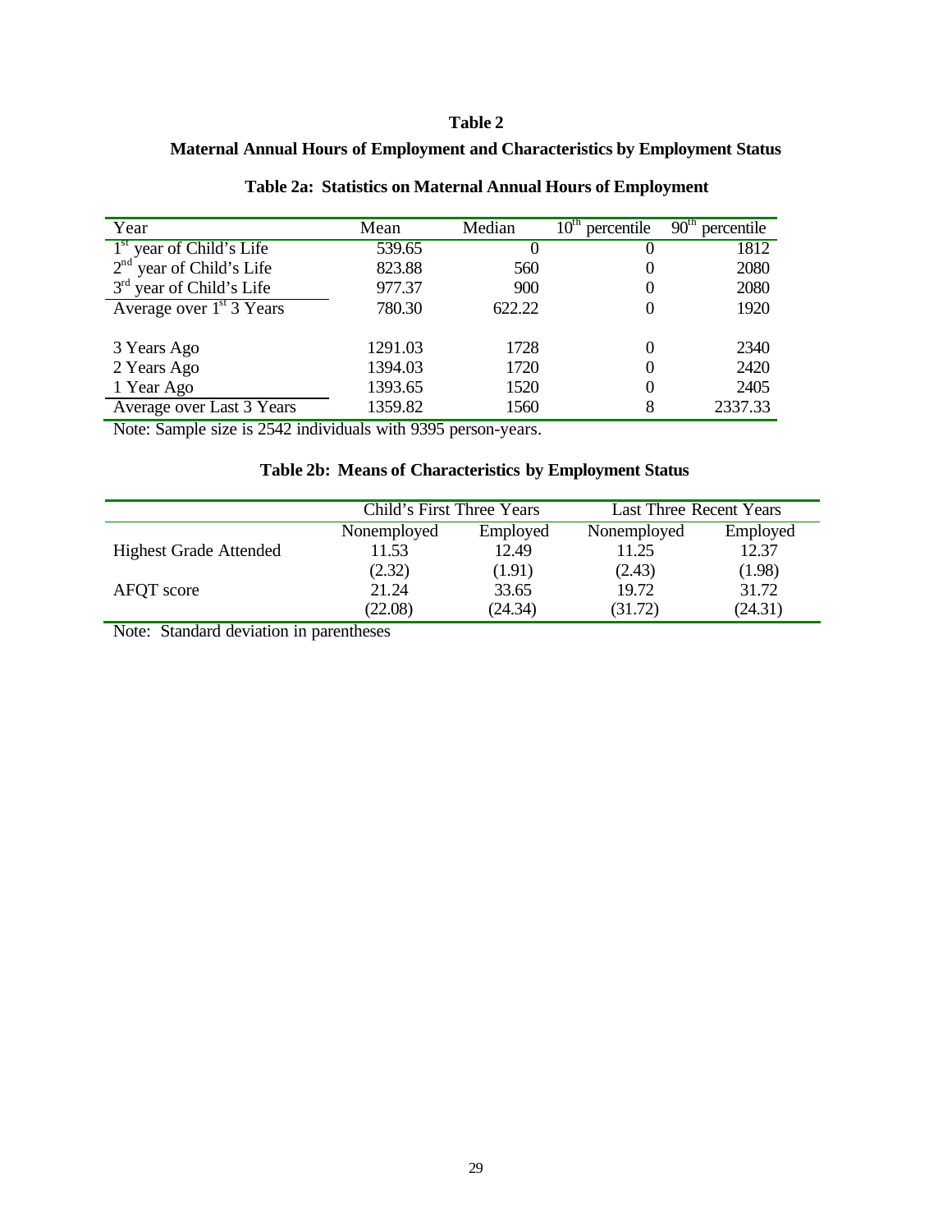# Table 2

## Maternal Annual Hours of Employment and Characteristics by Employment Status

### Table 2a: Statistics on Maternal Annual Hours of Employment

| Year | Mean | Median | 10th percentile | 90th percentile |
|---|---|---|---|---|
| 1st year of Child's Life | 539.65 | 0 | 0 | 1812 |
| 2nd year of Child's Life | 823.88 | 560 | 0 | 2080 |
| 3rd year of Child's Life | 977.37 | 900 | 0 | 2080 |
| Average over 1st 3 Years | 780.30 | 622.22 | 0 | 1920 |
| | | | | |
| 3 Years Ago | 1291.03 | 1728 | 0 | 2340 |
| 2 Years Ago | 1394.03 | 1720 | 0 | 2420 |
| 1 Year Ago | 1393.65 | 1520 | 0 | 2405 |
| Average over Last 3 Years | 1359.82 | 1560 | 8 | 2337.33 |

Note: Sample size is 2542 individuals with 9395 person-years.

### Table 2b: Means of Characteristics by Employment Status

| | Child's First Three Years | | Last Three Recent Years | |
|---|---|---|---|---|
| | Nonemployed | Employed | Nonemployed | Employed |
| Highest Grade Attended | 11.53 | 12.49 | 11.25 | 12.37 |
| | (2.32) | (1.91) | (2.43) | (1.98) |
| AFQT score | 21.24 | 33.65 | 19.72 | 31.72 |
| | (22.08) | (24.34) | (31.72) | (24.31) |

Note: Standard deviation in parentheses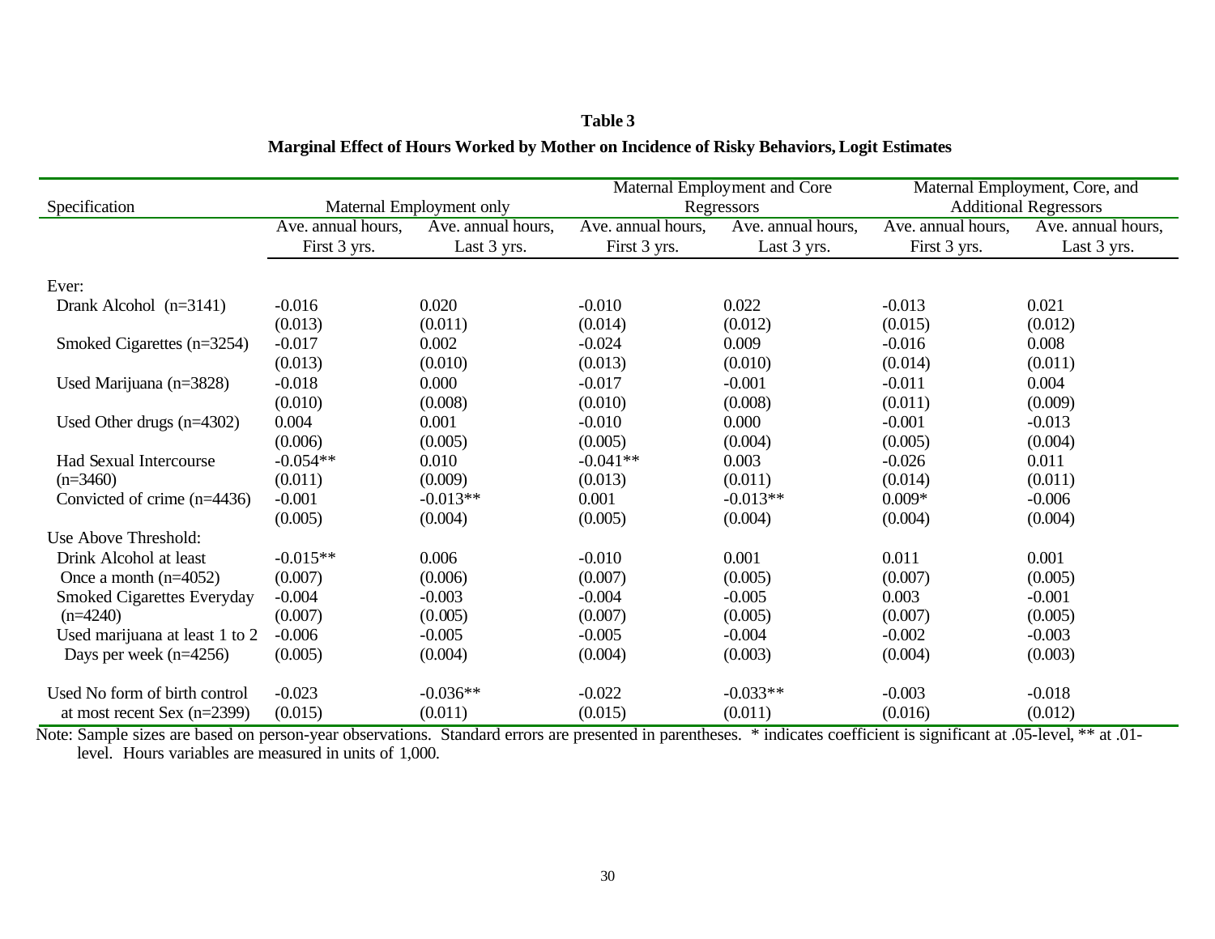**Table 3**

**Marginal Effect of Hours Worked by Mother on Incidence of Risky Behaviors, Logit Estimates**

| Specification | Maternal Employment only | | Maternal Employment and Core Regressors | | Maternal Employment, Core, and Additional Regressors | |
|---|---|---|---|---|---|---|
| | Ave. annual hours, First 3 yrs. | Ave. annual hours, Last 3 yrs. | Ave. annual hours, First 3 yrs. | Ave. annual hours, Last 3 yrs. | Ave. annual hours, First 3 yrs. | Ave. annual hours, Last 3 yrs. |
| Ever: | | | | | | |
| Drank Alcohol (n=3141) | -0.016 | 0.020 | -0.010 | 0.022 | -0.013 | 0.021 |
| | (0.013) | (0.011) | (0.014) | (0.012) | (0.015) | (0.012) |
| Smoked Cigarettes (n=3254) | -0.017 | 0.002 | -0.024 | 0.009 | -0.016 | 0.008 |
| | (0.013) | (0.010) | (0.013) | (0.010) | (0.014) | (0.011) |
| Used Marijuana (n=3828) | -0.018 | 0.000 | -0.017 | -0.001 | -0.011 | 0.004 |
| | (0.010) | (0.008) | (0.010) | (0.008) | (0.011) | (0.009) |
| Used Other drugs (n=4302) | 0.004 | 0.001 | -0.010 | 0.000 | -0.001 | -0.013 |
| | (0.006) | (0.005) | (0.005) | (0.004) | (0.005) | (0.004) |
| Had Sexual Intercourse (n=3460) | -0.054** | 0.010 | -0.041** | 0.003 | -0.026 | 0.011 |
| | (0.011) | (0.009) | (0.013) | (0.011) | (0.014) | (0.011) |
| Convicted of crime (n=4436) | -0.001 | -0.013** | 0.001 | -0.013** | 0.009* | -0.006 |
| | (0.005) | (0.004) | (0.005) | (0.004) | (0.004) | (0.004) |
| Use Above Threshold: | | | | | | |
| Drink Alcohol at least Once a month (n=4052) | -0.015** | 0.006 | -0.010 | 0.001 | 0.011 | 0.001 |
| | (0.007) | (0.006) | (0.007) | (0.005) | (0.007) | (0.005) |
| Smoked Cigarettes Everyday (n=4240) | -0.004 | -0.003 | -0.004 | -0.005 | 0.003 | -0.001 |
| | (0.007) | (0.005) | (0.007) | (0.005) | (0.007) | (0.005) |
| Used marijuana at least 1 to 2 Days per week (n=4256) | -0.006 | -0.005 | -0.005 | -0.004 | -0.002 | -0.003 |
| | (0.005) | (0.004) | (0.004) | (0.003) | (0.004) | (0.003) |
| Used No form of birth control at most recent Sex (n=2399) | -0.023 | -0.036** | -0.022 | -0.033** | -0.003 | -0.018 |
| | (0.015) | (0.011) | (0.015) | (0.011) | (0.016) | (0.012) |

Note: Sample sizes are based on person-year observations. Standard errors are presented in parentheses. * indicates coefficient is significant at .05-level, ** at .01-level. Hours variables are measured in units of 1,000.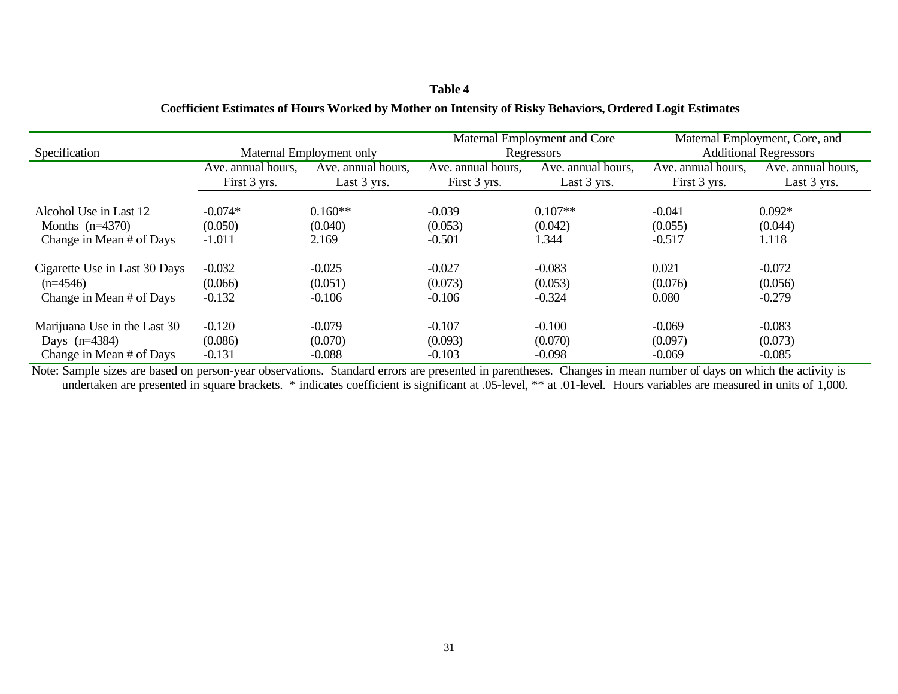**Table 4**

**Coefficient Estimates of Hours Worked by Mother on Intensity of Risky Behaviors, Ordered Logit Estimates**

| Specification | Maternal Employment only | | Maternal Employment and Core Regressors | | Maternal Employment, Core, and Additional Regressors | |
|---|---|---|---|---|---|---|
| | Ave. annual hours, First 3 yrs. | Ave. annual hours, Last 3 yrs. | Ave. annual hours, First 3 yrs. | Ave. annual hours, Last 3 yrs. | Ave. annual hours, First 3 yrs. | Ave. annual hours, Last 3 yrs. |
| Alcohol Use in Last 12 | -0.074* | 0.160** | -0.039 | 0.107** | -0.041 | 0.092* |
| Months (n=4370) | (0.050) | (0.040) | (0.053) | (0.042) | (0.055) | (0.044) |
| Change in Mean # of Days | -1.011 | 2.169 | -0.501 | 1.344 | -0.517 | 1.118 |
| Cigarette Use in Last 30 Days | -0.032 | -0.025 | -0.027 | -0.083 | 0.021 | -0.072 |
| (n=4546) | (0.066) | (0.051) | (0.073) | (0.053) | (0.076) | (0.056) |
| Change in Mean # of Days | -0.132 | -0.106 | -0.106 | -0.324 | 0.080 | -0.279 |
| Marijuana Use in the Last 30 | -0.120 | -0.079 | -0.107 | -0.100 | -0.069 | -0.083 |
| Days (n=4384) | (0.086) | (0.070) | (0.093) | (0.070) | (0.097) | (0.073) |
| Change in Mean # of Days | -0.131 | -0.088 | -0.103 | -0.098 | -0.069 | -0.085 |

Note: Sample sizes are based on person-year observations. Standard errors are presented in parentheses. Changes in mean number of days on which the activity is undertaken are presented in square brackets. * indicates coefficient is significant at .05-level, ** at .01-level. Hours variables are measured in units of 1,000.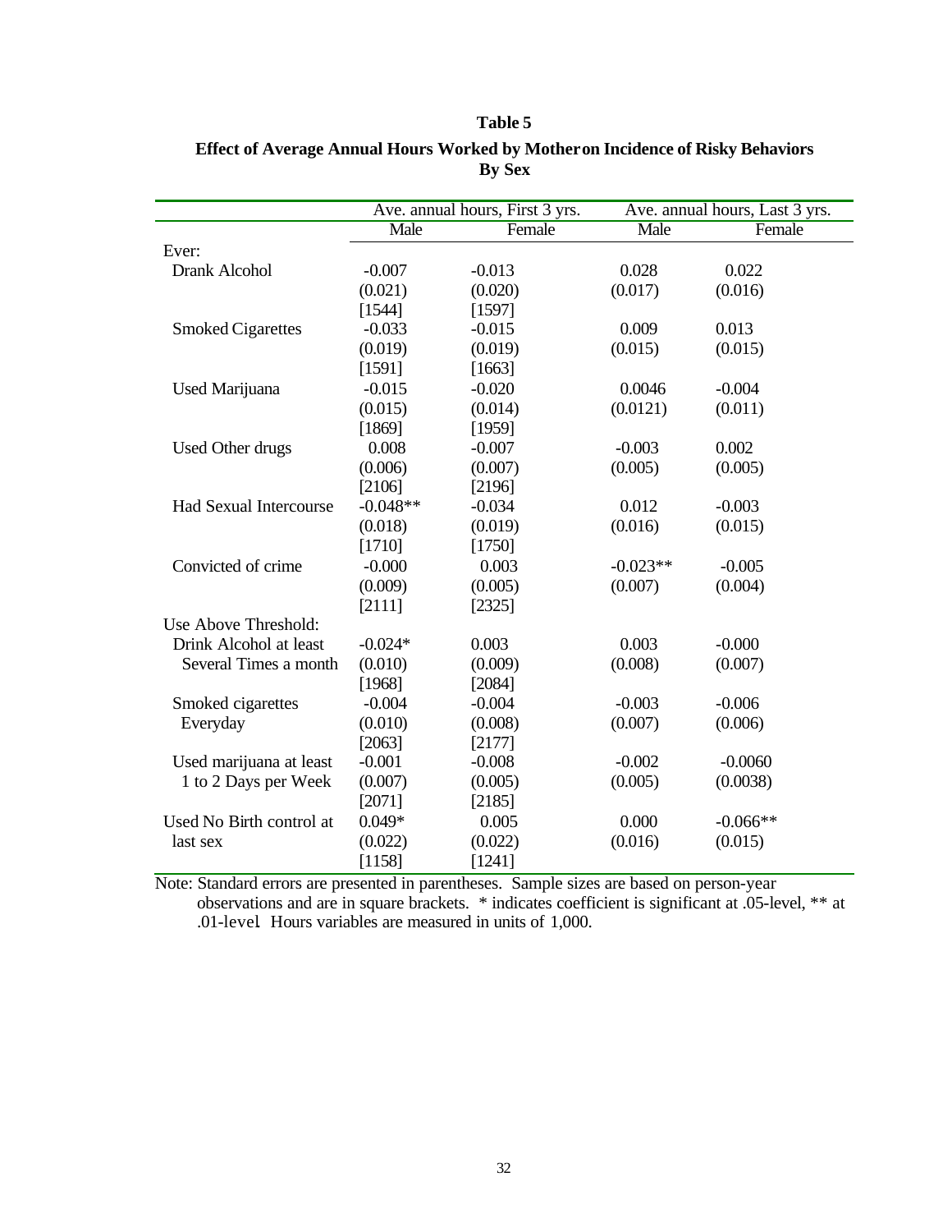**Table 5**

**Effect of Average Annual Hours Worked by Mother on Incidence of Risky Behaviors By Sex**

| | Ave. annual hours, First 3 yrs. | | Ave. annual hours, Last 3 yrs. | |
|---|---|---|---|---|
| | Male | Female | Male | Female |
| Ever: | | | | |
| Drank Alcohol | -0.007 | -0.013 | 0.028 | 0.022 |
| | (0.021) | (0.020) | (0.017) | (0.016) |
| | [1544] | [1597] | | |
| Smoked Cigarettes | -0.033 | -0.015 | 0.009 | 0.013 |
| | (0.019) | (0.019) | (0.015) | (0.015) |
| | [1591] | [1663] | | |
| Used Marijuana | -0.015 | -0.020 | 0.0046 | -0.004 |
| | (0.015) | (0.014) | (0.0121) | (0.011) |
| | [1869] | [1959] | | |
| Used Other drugs | 0.008 | -0.007 | -0.003 | 0.002 |
| | (0.006) | (0.007) | (0.005) | (0.005) |
| | [2106] | [2196] | | |
| Had Sexual Intercourse | -0.048** | -0.034 | 0.012 | -0.003 |
| | (0.018) | (0.019) | (0.016) | (0.015) |
| | [1710] | [1750] | | |
| Convicted of crime | -0.000 | 0.003 | -0.023** | -0.005 |
| | (0.009) | (0.005) | (0.007) | (0.004) |
| | [2111] | [2325] | | |
| Use Above Threshold: | | | | |
| Drink Alcohol at least Several Times a month | -0.024* | 0.003 | 0.003 | -0.000 |
| | (0.010) | (0.009) | (0.008) | (0.007) |
| | [1968] | [2084] | | |
| Smoked cigarettes Everyday | -0.004 | -0.004 | -0.003 | -0.006 |
| | (0.010) | (0.008) | (0.007) | (0.006) |
| | [2063] | [2177] | | |
| Used marijuana at least 1 to 2 Days per Week | -0.001 | -0.008 | -0.002 | -0.0060 |
| | (0.007) | (0.005) | (0.005) | (0.0038) |
| | [2071] | [2185] | | |
| Used No Birth control at last sex | 0.049* | 0.005 | 0.000 | -0.066** |
| | (0.022) | (0.022) | (0.016) | (0.015) |
| | [1158] | [1241] | | |

Note: Standard errors are presented in parentheses. Sample sizes are based on person-year observations and are in square brackets. * indicates coefficient is significant at .05-level, ** at .01-level. Hours variables are measured in units of 1,000.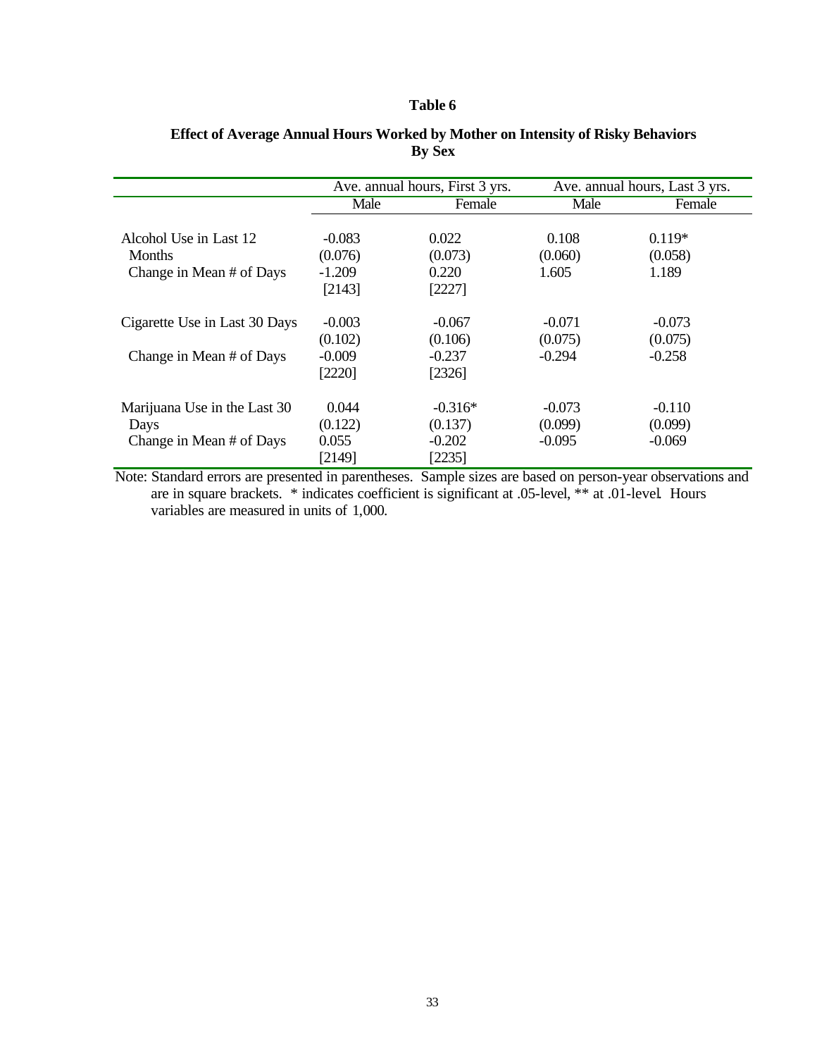# Table 6

## Effect of Average Annual Hours Worked by Mother on Intensity of Risky Behaviors By Sex

| | Ave. annual hours, First 3 yrs. | | Ave. annual hours, Last 3 yrs. | |
|---|---|---|---|---|
| | Male | Female | Male | Female |
| Alcohol Use in Last 12 Months | -0.083 | 0.022 | 0.108 | 0.119* |
| | (0.076) | (0.073) | (0.060) | (0.058) |
| Change in Mean # of Days | -1.209 | 0.220 | 1.605 | 1.189 |
| | [2143] | [2227] | | |
| Cigarette Use in Last 30 Days | -0.003 | -0.067 | -0.071 | -0.073 |
| | (0.102) | (0.106) | (0.075) | (0.075) |
| Change in Mean # of Days | -0.009 | -0.237 | -0.294 | -0.258 |
| | [2220] | [2326] | | |
| Marijuana Use in the Last 30 Days | 0.044 | -0.316* | -0.073 | -0.110 |
| | (0.122) | (0.137) | (0.099) | (0.099) |
| Change in Mean # of Days | 0.055 | -0.202 | -0.095 | -0.069 |
| | [2149] | [2235] | | |

Note: Standard errors are presented in parentheses. Sample sizes are based on person-year observations and are in square brackets. * indicates coefficient is significant at .05-level, ** at .01-level. Hours variables are measured in units of 1,000.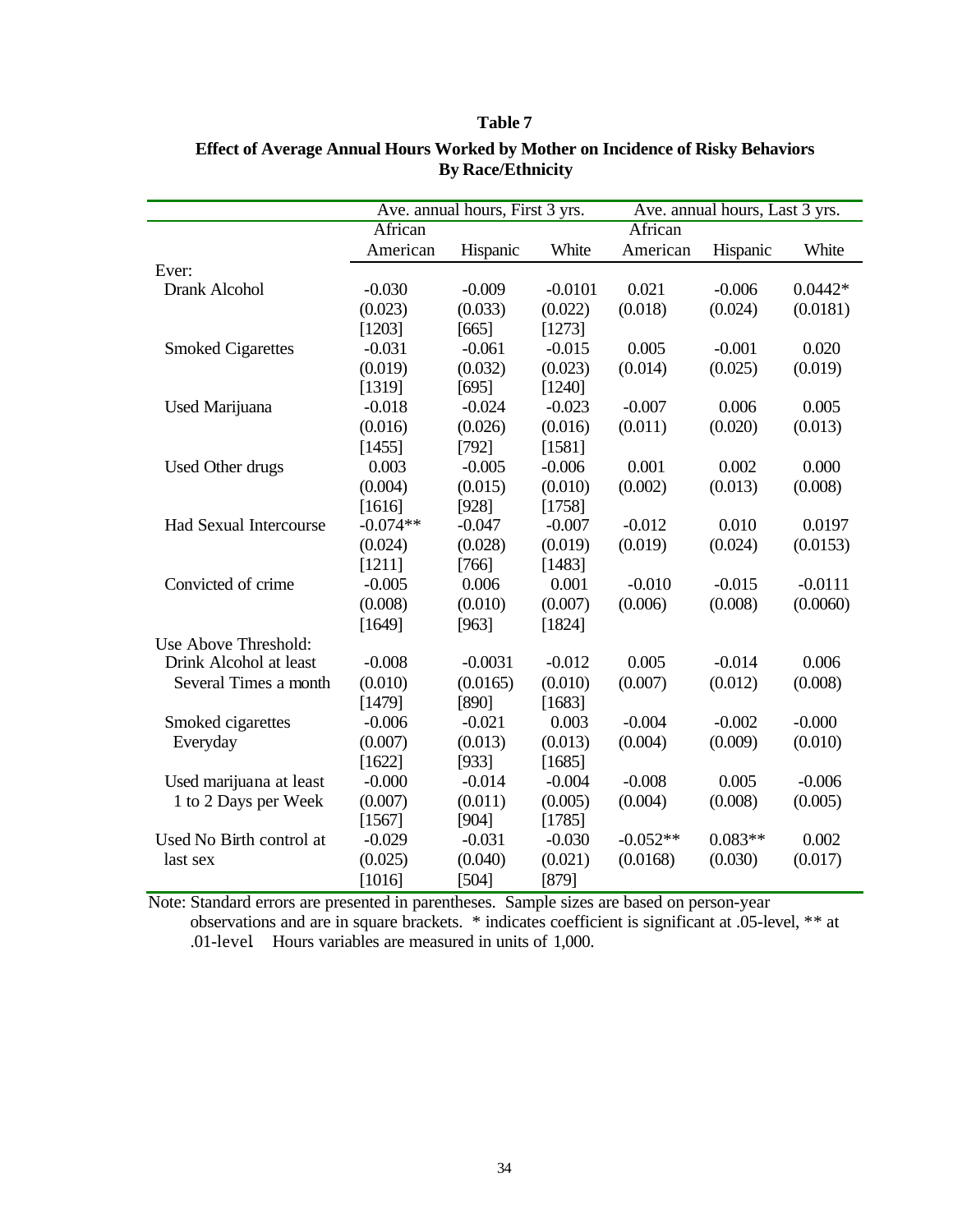**Table 7**

**Effect of Average Annual Hours Worked by Mother on Incidence of Risky Behaviors By Race/Ethnicity**

| | Ave. annual hours, First 3 yrs. | | | Ave. annual hours, Last 3 yrs. | | |
|---|---|---|---|---|---|---|
| | African American | Hispanic | White | African American | Hispanic | White |
| Ever: | | | | | | |
| Drank Alcohol | -0.030 | -0.009 | -0.0101 | 0.021 | -0.006 | 0.0442* |
| | (0.023) | (0.033) | (0.022) | (0.018) | (0.024) | (0.0181) |
| | [1203] | [665] | [1273] | | | |
| Smoked Cigarettes | -0.031 | -0.061 | -0.015 | 0.005 | -0.001 | 0.020 |
| | (0.019) | (0.032) | (0.023) | (0.014) | (0.025) | (0.019) |
| | [1319] | [695] | [1240] | | | |
| Used Marijuana | -0.018 | -0.024 | -0.023 | -0.007 | 0.006 | 0.005 |
| | (0.016) | (0.026) | (0.016) | (0.011) | (0.020) | (0.013) |
| | [1455] | [792] | [1581] | | | |
| Used Other drugs | 0.003 | -0.005 | -0.006 | 0.001 | 0.002 | 0.000 |
| | (0.004) | (0.015) | (0.010) | (0.002) | (0.013) | (0.008) |
| | [1616] | [928] | [1758] | | | |
| Had Sexual Intercourse | -0.074** | -0.047 | -0.007 | -0.012 | 0.010 | 0.0197 |
| | (0.024) | (0.028) | (0.019) | (0.019) | (0.024) | (0.0153) |
| | [1211] | [766] | [1483] | | | |
| Convicted of crime | -0.005 | 0.006 | 0.001 | -0.010 | -0.015 | -0.0111 |
| | (0.008) | (0.010) | (0.007) | (0.006) | (0.008) | (0.0060) |
| | [1649] | [963] | [1824] | | | |
| Use Above Threshold: | | | | | | |
| Drink Alcohol at least Several Times a month | -0.008 | -0.0031 | -0.012 | 0.005 | -0.014 | 0.006 |
| | (0.010) | (0.0165) | (0.010) | (0.007) | (0.012) | (0.008) |
| | [1479] | [890] | [1683] | | | |
| Smoked cigarettes Everyday | -0.006 | -0.021 | 0.003 | -0.004 | -0.002 | -0.000 |
| | (0.007) | (0.013) | (0.013) | (0.004) | (0.009) | (0.010) |
| | [1622] | [933] | [1685] | | | |
| Used marijuana at least 1 to 2 Days per Week | -0.000 | -0.014 | -0.004 | -0.008 | 0.005 | -0.006 |
| | (0.007) | (0.011) | (0.005) | (0.004) | (0.008) | (0.005) |
| | [1567] | [904] | [1785] | | | |
| Used No Birth control at last sex | -0.029 | -0.031 | -0.030 | -0.052** | 0.083** | 0.002 |
| | (0.025) | (0.040) | (0.021) | (0.0168) | (0.030) | (0.017) |
| | [1016] | [504] | [879] | | | |

Note: Standard errors are presented in parentheses. Sample sizes are based on person-year observations and are in square brackets. * indicates coefficient is significant at .05-level, ** at .01-level. Hours variables are measured in units of 1,000.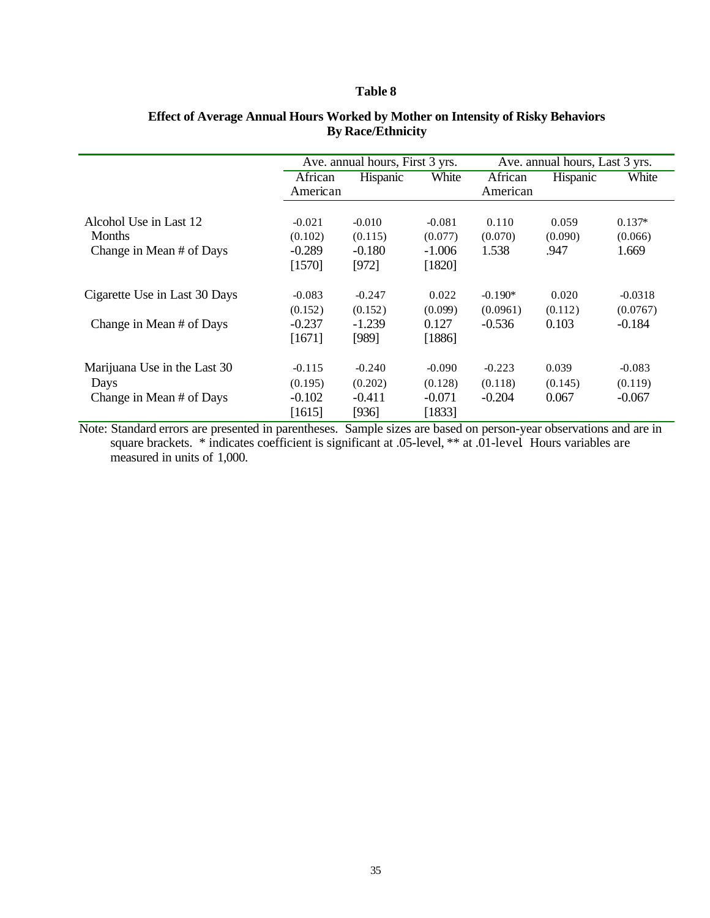**Table 8**

**Effect of Average Annual Hours Worked by Mother on Intensity of Risky Behaviors By Race/Ethnicity**

| | Ave. annual hours, First 3 yrs. | | | Ave. annual hours, Last 3 yrs. | | |
|---|---|---|---|---|---|---|
| | African American | Hispanic | White | African American | Hispanic | White |
| Alcohol Use in Last 12 Months | -0.021 | -0.010 | -0.081 | 0.110 | 0.059 | 0.137* |
| | (0.102) | (0.115) | (0.077) | (0.070) | (0.090) | (0.066) |
| Change in Mean # of Days | -0.289 | -0.180 | -1.006 | 1.538 | .947 | 1.669 |
| | [1570] | [972] | [1820] | | | |
| Cigarette Use in Last 30 Days | -0.083 | -0.247 | 0.022 | -0.190* | 0.020 | -0.0318 |
| | (0.152) | (0.152) | (0.099) | (0.0961) | (0.112) | (0.0767) |
| Change in Mean # of Days | -0.237 | -1.239 | 0.127 | -0.536 | 0.103 | -0.184 |
| | [1671] | [989] | [1886] | | | |
| Marijuana Use in the Last 30 Days | -0.115 | -0.240 | -0.090 | -0.223 | 0.039 | -0.083 |
| | (0.195) | (0.202) | (0.128) | (0.118) | (0.145) | (0.119) |
| Change in Mean # of Days | -0.102 | -0.411 | -0.071 | -0.204 | 0.067 | -0.067 |
| | [1615] | [936] | [1833] | | | |

Note: Standard errors are presented in parentheses. Sample sizes are based on person-year observations and are in square brackets. * indicates coefficient is significant at .05-level, ** at .01-level. Hours variables are measured in units of 1,000.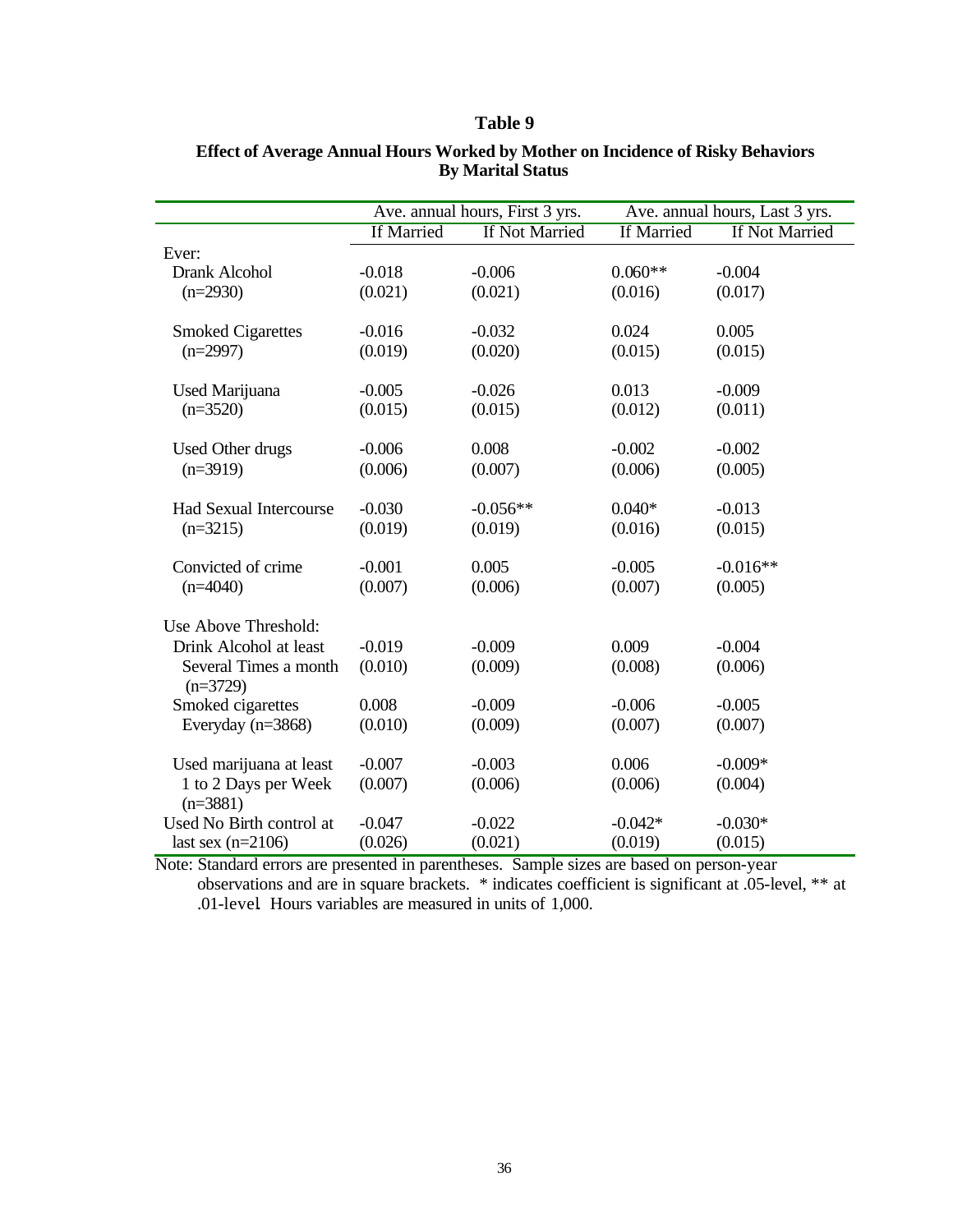## Table 9

**Effect of Average Annual Hours Worked by Mother on Incidence of Risky Behaviors By Marital Status**

| | Ave. annual hours, First 3 yrs. | | Ave. annual hours, Last 3 yrs. | |
|---|---|---|---|---|
| | If Married | If Not Married | If Married | If Not Married |
| Ever: | | | | |
| Drank Alcohol | -0.018 | -0.006 | 0.060** | -0.004 |
| (n=2930) | (0.021) | (0.021) | (0.016) | (0.017) |
| Smoked Cigarettes | -0.016 | -0.032 | 0.024 | 0.005 |
| (n=2997) | (0.019) | (0.020) | (0.015) | (0.015) |
| Used Marijuana | -0.005 | -0.026 | 0.013 | -0.009 |
| (n=3520) | (0.015) | (0.015) | (0.012) | (0.011) |
| Used Other drugs | -0.006 | 0.008 | -0.002 | -0.002 |
| (n=3919) | (0.006) | (0.007) | (0.006) | (0.005) |
| Had Sexual Intercourse | -0.030 | -0.056** | 0.040* | -0.013 |
| (n=3215) | (0.019) | (0.019) | (0.016) | (0.015) |
| Convicted of crime | -0.001 | 0.005 | -0.005 | -0.016** |
| (n=4040) | (0.007) | (0.006) | (0.007) | (0.005) |
| Use Above Threshold: | | | | |
| Drink Alcohol at least | -0.019 | -0.009 | 0.009 | -0.004 |
| Several Times a month (n=3729) | (0.010) | (0.009) | (0.008) | (0.006) |
| Smoked cigarettes | 0.008 | -0.009 | -0.006 | -0.005 |
| Everyday (n=3868) | (0.010) | (0.009) | (0.007) | (0.007) |
| Used marijuana at least | -0.007 | -0.003 | 0.006 | -0.009* |
| 1 to 2 Days per Week (n=3881) | (0.007) | (0.006) | (0.006) | (0.004) |
| Used No Birth control at | -0.047 | -0.022 | -0.042* | -0.030* |
| last sex (n=2106) | (0.026) | (0.021) | (0.019) | (0.015) |

Note: Standard errors are presented in parentheses. Sample sizes are based on person-year observations and are in square brackets. * indicates coefficient is significant at .05-level, ** at .01-level. Hours variables are measured in units of 1,000.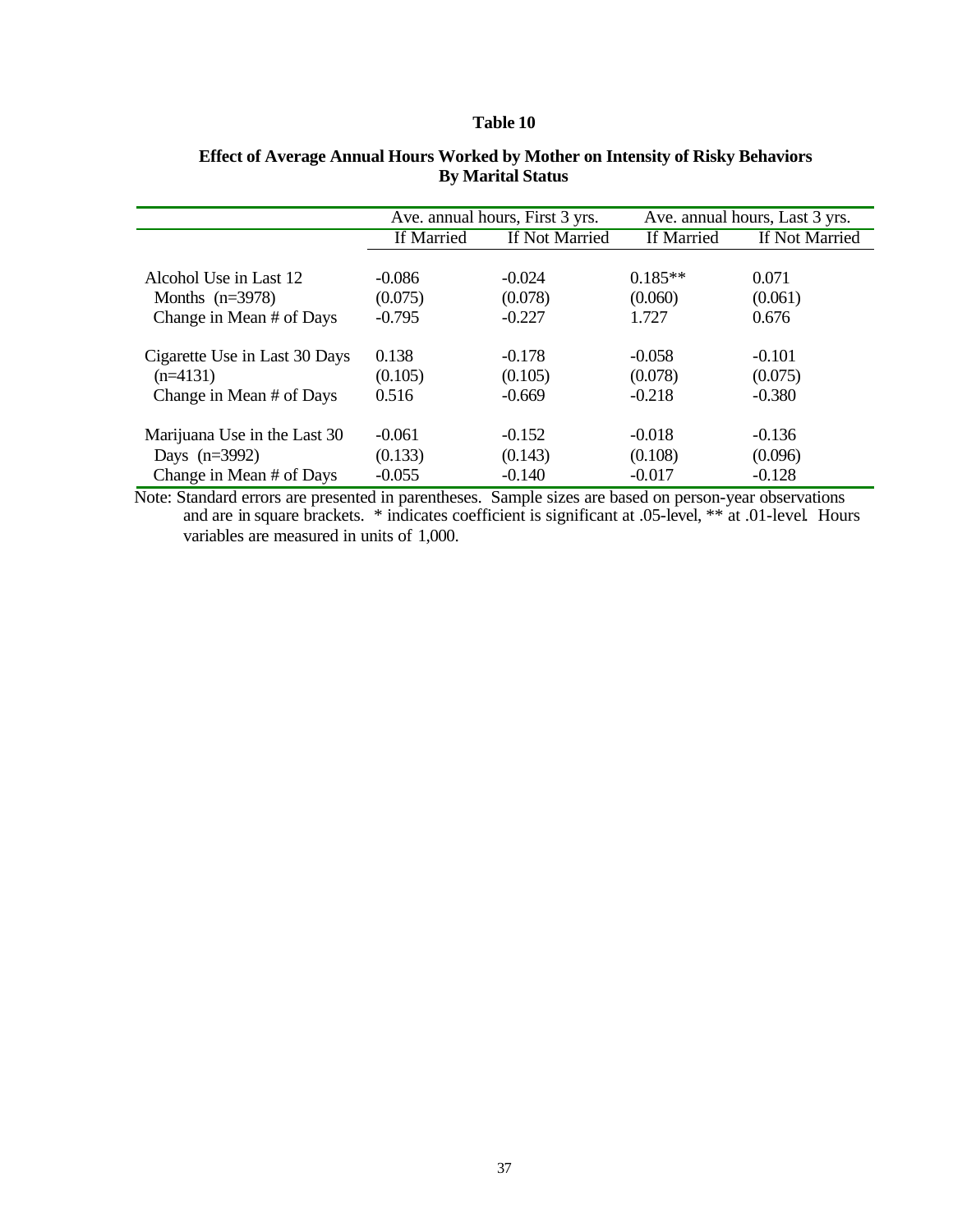**Table 10**

**Effect of Average Annual Hours Worked by Mother on Intensity of Risky Behaviors By Marital Status**

| | Ave. annual hours, First 3 yrs. | | Ave. annual hours, Last 3 yrs. | |
|---|---|---|---|---|
| | If Married | If Not Married | If Married | If Not Married |
| Alcohol Use in Last 12 | -0.086 | -0.024 | 0.185** | 0.071 |
| Months (n=3978) | (0.075) | (0.078) | (0.060) | (0.061) |
| Change in Mean # of Days | -0.795 | -0.227 | 1.727 | 0.676 |
| Cigarette Use in Last 30 Days | 0.138 | -0.178 | -0.058 | -0.101 |
| (n=4131) | (0.105) | (0.105) | (0.078) | (0.075) |
| Change in Mean # of Days | 0.516 | -0.669 | -0.218 | -0.380 |
| Marijuana Use in the Last 30 | -0.061 | -0.152 | -0.018 | -0.136 |
| Days (n=3992) | (0.133) | (0.143) | (0.108) | (0.096) |
| Change in Mean # of Days | -0.055 | -0.140 | -0.017 | -0.128 |

Note: Standard errors are presented in parentheses. Sample sizes are based on person-year observations and are in square brackets. * indicates coefficient is significant at .05-level, ** at .01-level. Hours variables are measured in units of 1,000.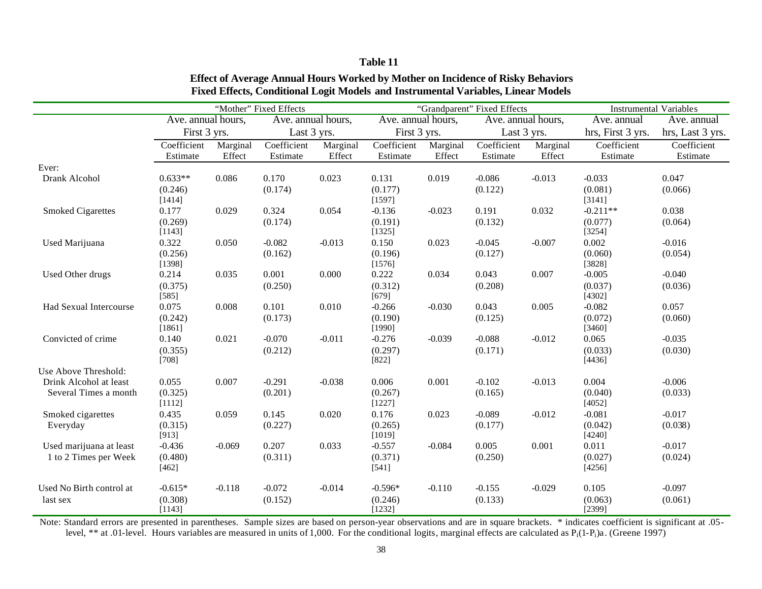**Table 11**

**Effect of Average Annual Hours Worked by Mother on Incidence of Risky Behaviors**
**Fixed Effects, Conditional Logit Models and Instrumental Variables, Linear Models**

| | "Mother" Fixed Effects | | | | "Grandparent" Fixed Effects | | | | Instrumental Variables | |
|---|---|---|---|---|---|---|---|---|---|---|
| | Ave. annual hours, First 3 yrs. | | Ave. annual hours, Last 3 yrs. | | Ave. annual hours, First 3 yrs. | | Ave. annual hours, Last 3 yrs. | | Ave. annual hrs, First 3 yrs. | Ave. annual hrs, Last 3 yrs. |
| | Coefficient Estimate | Marginal Effect | Coefficient Estimate | Marginal Effect | Coefficient Estimate | Marginal Effect | Coefficient Estimate | Marginal Effect | Coefficient Estimate | Coefficient Estimate |
| Ever: | | | | | | | | | | |
| Drank Alcohol | 0.633** (0.246) [1414] | 0.086 | 0.170 (0.174) | 0.023 | 0.131 (0.177) [1597] | 0.019 | -0.086 (0.122) | -0.013 | -0.033 (0.081) [3141] | 0.047 (0.066) |
| Smoked Cigarettes | 0.177 (0.269) [1143] | 0.029 | 0.324 (0.174) | 0.054 | -0.136 (0.191) [1325] | -0.023 | 0.191 (0.132) | 0.032 | -0.211** (0.077) [3254] | 0.038 (0.064) |
| Used Marijuana | 0.322 (0.256) [1398] | 0.050 | -0.082 (0.162) | -0.013 | 0.150 (0.196) [1576] | 0.023 | -0.045 (0.127) | -0.007 | 0.002 (0.060) [3828] | -0.016 (0.054) |
| Used Other drugs | 0.214 (0.375) [585] | 0.035 | 0.001 (0.250) | 0.000 | 0.222 (0.312) [679] | 0.034 | 0.043 (0.208) | 0.007 | -0.005 (0.037) [4302] | -0.040 (0.036) |
| Had Sexual Intercourse | 0.075 (0.242) [1861] | 0.008 | 0.101 (0.173) | 0.010 | -0.266 (0.190) [1990] | -0.030 | 0.043 (0.125) | 0.005 | -0.082 (0.072) [3460] | 0.057 (0.060) |
| Convicted of crime | 0.140 (0.355) [708] | 0.021 | -0.070 (0.212) | -0.011 | -0.276 (0.297) [822] | -0.039 | -0.088 (0.171) | -0.012 | 0.065 (0.033) [4436] | -0.035 (0.030) |
| Use Above Threshold: | | | | | | | | | | |
| Drink Alcohol at least Several Times a month | 0.055 (0.325) [1112] | 0.007 | -0.291 (0.201) | -0.038 | 0.006 (0.267) [1227] | 0.001 | -0.102 (0.165) | -0.013 | 0.004 (0.040) [4052] | -0.006 (0.033) |
| Smoked cigarettes Everyday | 0.435 (0.315) [913] | 0.059 | 0.145 (0.227) | 0.020 | 0.176 (0.265) [1019] | 0.023 | -0.089 (0.177) | -0.012 | -0.081 (0.042) [4240] | -0.017 (0.038) |
| Used marijuana at least 1 to 2 Times per Week | -0.436 (0.480) [462] | -0.069 | 0.207 (0.311) | 0.033 | -0.557 (0.371) [541] | -0.084 | 0.005 (0.250) | 0.001 | 0.011 (0.027) [4256] | -0.017 (0.024) |
| Used No Birth control at last sex | -0.615* (0.308) [1143] | -0.118 | -0.072 (0.152) | -0.014 | -0.596* (0.246) [1232] | -0.110 | -0.155 (0.133) | -0.029 | 0.105 (0.063) [2399] | -0.097 (0.061) |

Note: Standard errors are presented in parentheses. Sample sizes are based on person-year observations and are in square brackets. * indicates coefficient is significant at .05-level, ** at .01-level. Hours variables are measured in units of 1,000. For the conditional logits, marginal effects are calculated as $P_i(1-P_i)a$. (Greene 1997)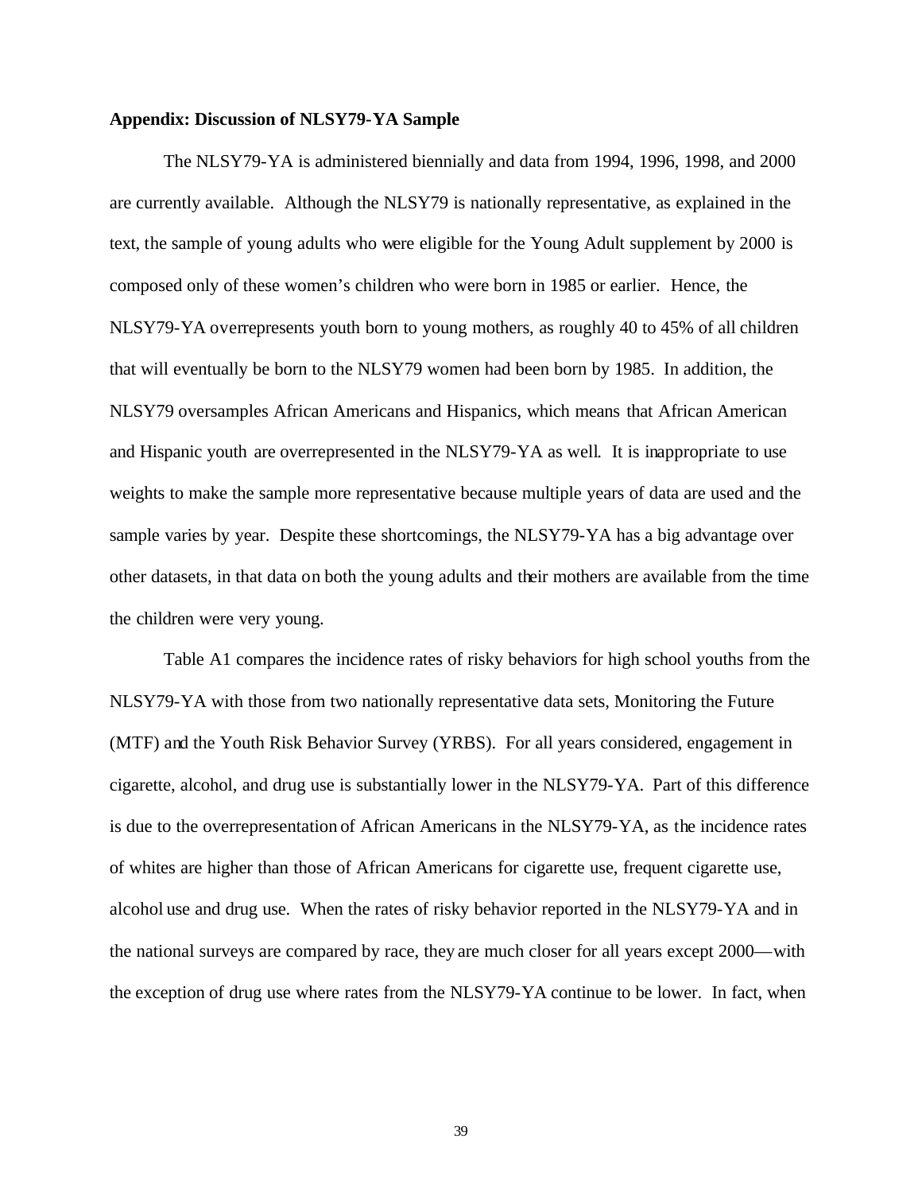**Appendix: Discussion of NLSY79-YA Sample**

The NLSY79-YA is administered biennially and data from 1994, 1996, 1998, and 2000 are currently available. Although the NLSY79 is nationally representative, as explained in the text, the sample of young adults who were eligible for the Young Adult supplement by 2000 is composed only of these women's children who were born in 1985 or earlier. Hence, the NLSY79-YA overrepresents youth born to young mothers, as roughly 40 to 45% of all children that will eventually be born to the NLSY79 women had been born by 1985. In addition, the NLSY79 oversamples African Americans and Hispanics, which means that African American and Hispanic youth are overrepresented in the NLSY79-YA as well. It is inappropriate to use weights to make the sample more representative because multiple years of data are used and the sample varies by year. Despite these shortcomings, the NLSY79-YA has a big advantage over other datasets, in that data on both the young adults and their mothers are available from the time the children were very young.

Table A1 compares the incidence rates of risky behaviors for high school youths from the NLSY79-YA with those from two nationally representative data sets, Monitoring the Future (MTF) and the Youth Risk Behavior Survey (YRBS). For all years considered, engagement in cigarette, alcohol, and drug use is substantially lower in the NLSY79-YA. Part of this difference is due to the overrepresentation of African Americans in the NLSY79-YA, as the incidence rates of whites are higher than those of African Americans for cigarette use, frequent cigarette use, alcohol use and drug use. When the rates of risky behavior reported in the NLSY79-YA and in the national surveys are compared by race, they are much closer for all years except 2000—with the exception of drug use where rates from the NLSY79-YA continue to be lower. In fact, when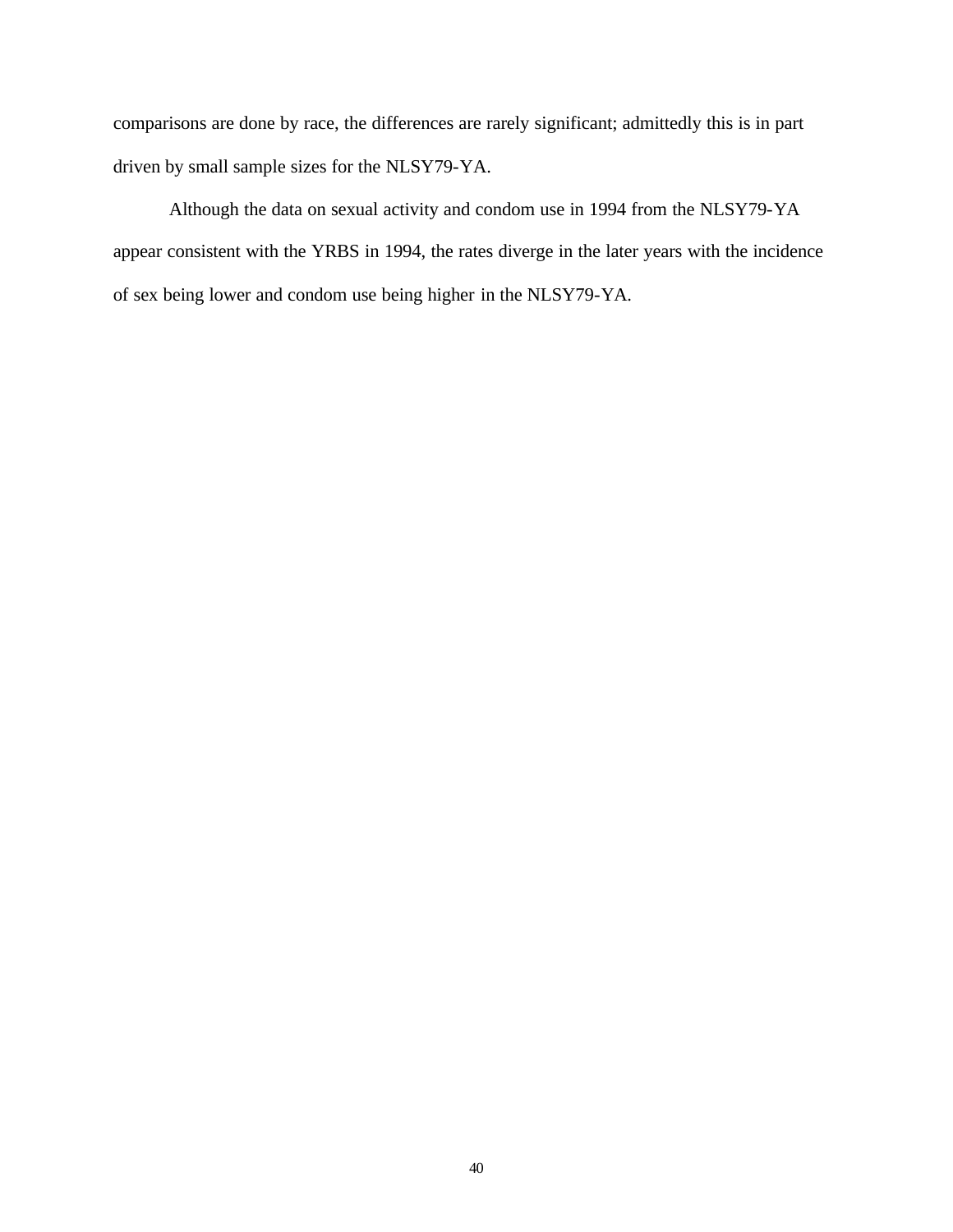comparisons are done by race, the differences are rarely significant; admittedly this is in part driven by small sample sizes for the NLSY79-YA.

Although the data on sexual activity and condom use in 1994 from the NLSY79-YA appear consistent with the YRBS in 1994, the rates diverge in the later years with the incidence of sex being lower and condom use being higher in the NLSY79-YA.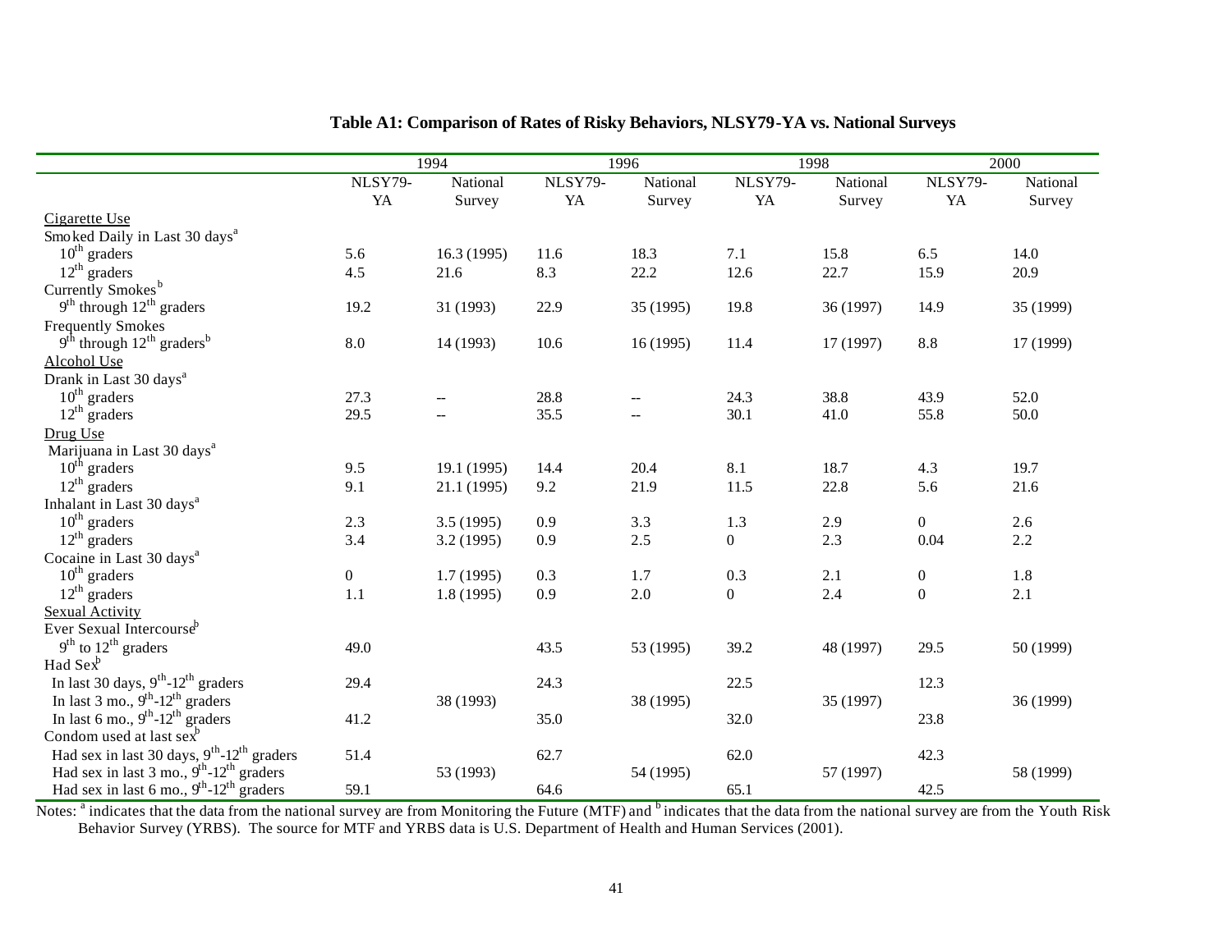# Table A1: Comparison of Rates of Risky Behaviors, NLSY79-YA vs. National Surveys

| | 1994 | | 1996 | | 1998 | | 2000 | |
|---|---|---|---|---|---|---|---|---|
| | NLSY79-YA | National Survey | NLSY79-YA | National Survey | NLSY79-YA | National Survey | NLSY79-YA | National Survey |
| Cigarette Use | | | | | | | | |
| Smoked Daily in Last 30 days[a] | | | | | | | | |
| 10th graders | 5.6 | 16.3 (1995) | 11.6 | 18.3 | 7.1 | 15.8 | 6.5 | 14.0 |
| 12th graders | 4.5 | 21.6 | 8.3 | 22.2 | 12.6 | 22.7 | 15.9 | 20.9 |
| Currently Smokes[b] | | | | | | | | |
| 9th through 12th graders | 19.2 | 31 (1993) | 22.9 | 35 (1995) | 19.8 | 36 (1997) | 14.9 | 35 (1999) |
| Frequently Smokes | | | | | | | | |
| 9th through 12th graders[b] | 8.0 | 14 (1993) | 10.6 | 16 (1995) | 11.4 | 17 (1997) | 8.8 | 17 (1999) |
| Alcohol Use | | | | | | | | |
| Drank in Last 30 days[a] | | | | | | | | |
| 10th graders | 27.3 | -- | 28.8 | -- | 24.3 | 38.8 | 43.9 | 52.0 |
| 12th graders | 29.5 | -- | 35.5 | -- | 30.1 | 41.0 | 55.8 | 50.0 |
| Drug Use | | | | | | | | |
| Marijuana in Last 30 days[a] | | | | | | | | |
| 10th graders | 9.5 | 19.1 (1995) | 14.4 | 20.4 | 8.1 | 18.7 | 4.3 | 19.7 |
| 12th graders | 9.1 | 21.1 (1995) | 9.2 | 21.9 | 11.5 | 22.8 | 5.6 | 21.6 |
| Inhalant in Last 30 days[a] | | | | | | | | |
| 10th graders | 2.3 | 3.5 (1995) | 0.9 | 3.3 | 1.3 | 2.9 | 0 | 2.6 |
| 12th graders | 3.4 | 3.2 (1995) | 0.9 | 2.5 | 0 | 2.3 | 0.04 | 2.2 |
| Cocaine in Last 30 days[a] | | | | | | | | |
| 10th graders | 0 | 1.7 (1995) | 0.3 | 1.7 | 0.3 | 2.1 | 0 | 1.8 |
| 12th graders | 1.1 | 1.8 (1995) | 0.9 | 2.0 | 0 | 2.4 | 0 | 2.1 |
| Sexual Activity | | | | | | | | |
| Ever Sexual Intercourse[b] | | | | | | | | |
| 9th to 12th graders | 49.0 | | 43.5 | 53 (1995) | 39.2 | 48 (1997) | 29.5 | 50 (1999) |
| Had Sex[b] | | | | | | | | |
| In last 30 days, 9th-12th graders | 29.4 | | 24.3 | | 22.5 | | 12.3 | |
| In last 3 mo., 9th-12th graders | | 38 (1993) | | 38 (1995) | | 35 (1997) | | 36 (1999) |
| In last 6 mo., 9th-12th graders | 41.2 | | 35.0 | | 32.0 | | 23.8 | |
| Condom used at last sex[b] | | | | | | | | |
| Had sex in last 30 days, 9th-12th graders | 51.4 | | 62.7 | | 62.0 | | 42.3 | |
| Had sex in last 3 mo., 9th-12th graders | | 53 (1993) | | 54 (1995) | | 57 (1997) | | 58 (1999) |
| Had sex in last 6 mo., 9th-12th graders | 59.1 | | 64.6 | | 65.1 | | 42.5 | |

Notes: [a] indicates that the data from the national survey are from Monitoring the Future (MTF) and [b] indicates that the data from the national survey are from the Youth Risk Behavior Survey (YRBS). The source for MTF and YRBS data is U.S. Department of Health and Human Services (2001).